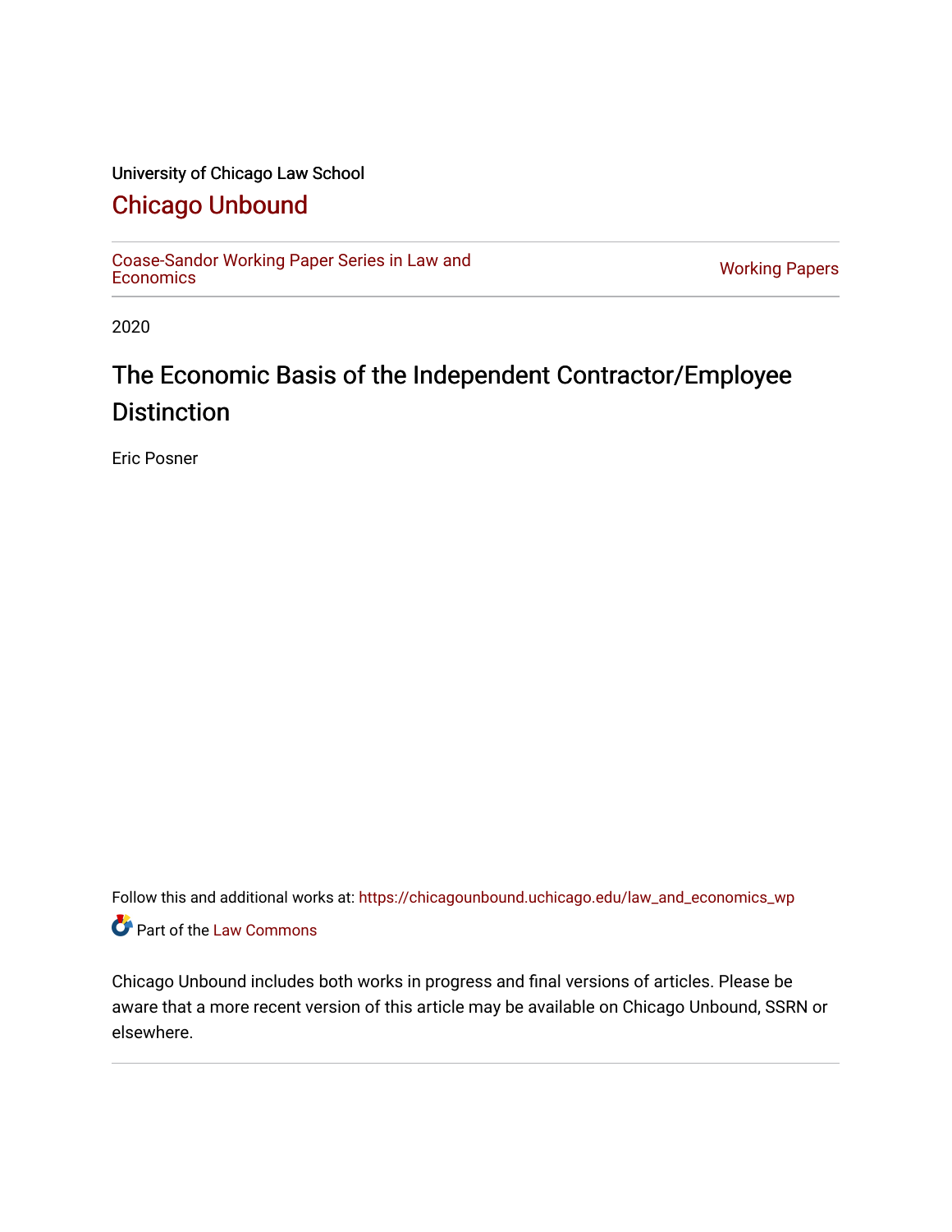University of Chicago Law School

# Chicago Unbound

Coase-Sandor Working Paper Series in Law and Economics

Working Papers

2020

## The Economic Basis of the Independent Contractor/Employee Distinction

Eric Posner

Follow this and additional works at: https://chicagounbound.uchicago.edu/law_and_economics_wp

Part of the Law Commons

Chicago Unbound includes both works in progress and final versions of articles. Please be aware that a more recent version of this article may be available on Chicago Unbound, SSRN or elsewhere.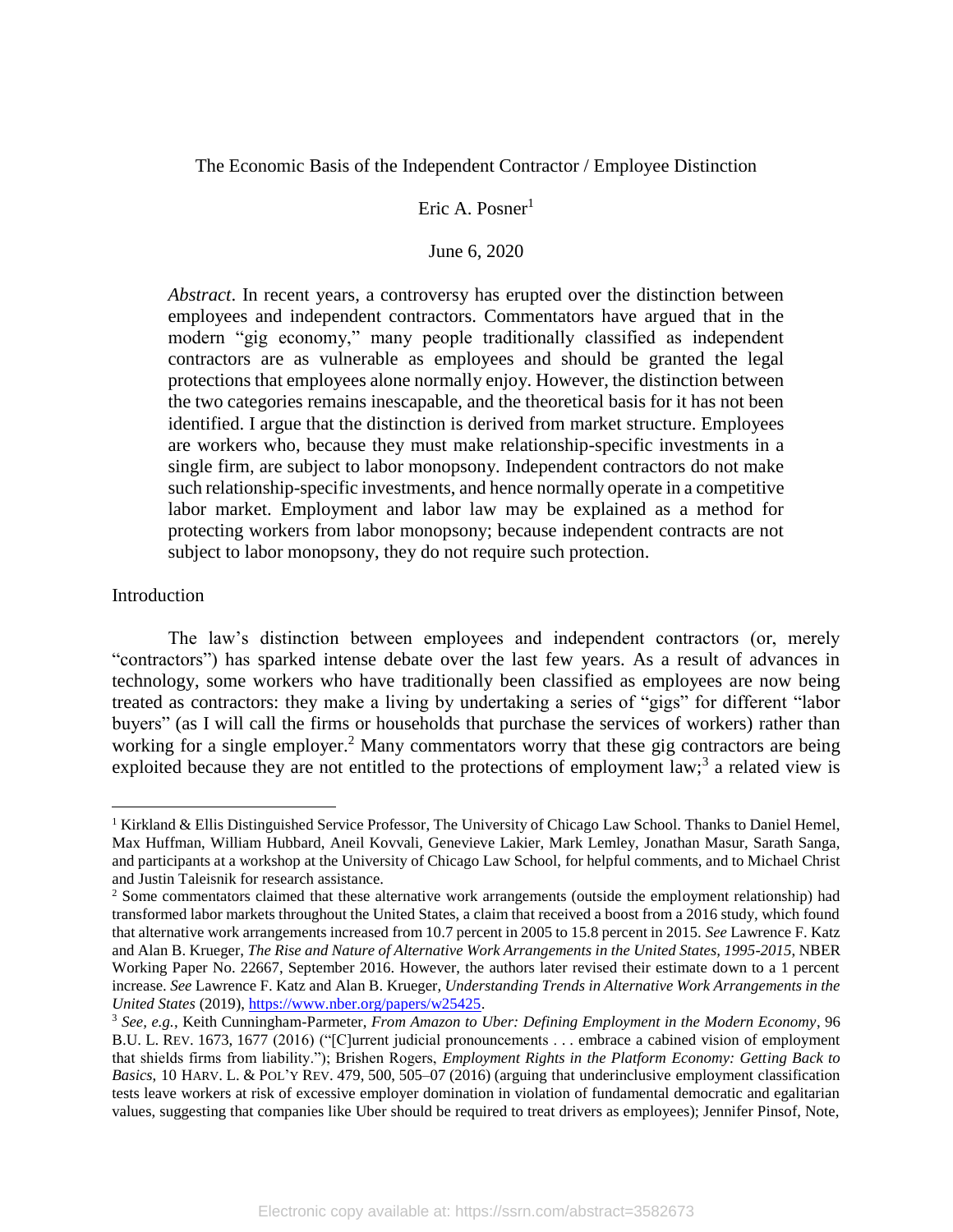The Economic Basis of the Independent Contractor / Employee Distinction

Eric A. Posner[1]

June 6, 2020

*Abstract*. In recent years, a controversy has erupted over the distinction between employees and independent contractors. Commentators have argued that in the modern "gig economy," many people traditionally classified as independent contractors are as vulnerable as employees and should be granted the legal protections that employees alone normally enjoy. However, the distinction between the two categories remains inescapable, and the theoretical basis for it has not been identified. I argue that the distinction is derived from market structure. Employees are workers who, because they must make relationship-specific investments in a single firm, are subject to labor monopsony. Independent contractors do not make such relationship-specific investments, and hence normally operate in a competitive labor market. Employment and labor law may be explained as a method for protecting workers from labor monopsony; because independent contracts are not subject to labor monopsony, they do not require such protection.

## Introduction

The law's distinction between employees and independent contractors (or, merely "contractors") has sparked intense debate over the last few years. As a result of advances in technology, some workers who have traditionally been classified as employees are now being treated as contractors: they make a living by undertaking a series of "gigs" for different "labor buyers" (as I will call the firms or households that purchase the services of workers) rather than working for a single employer.[2] Many commentators worry that these gig contractors are being exploited because they are not entitled to the protections of employment law;[3] a related view is

---

[1] Kirkland & Ellis Distinguished Service Professor, The University of Chicago Law School. Thanks to Daniel Hemel, Max Huffman, William Hubbard, Aneil Kovvali, Genevieve Lakier, Mark Lemley, Jonathan Masur, Sarath Sanga, and participants at a workshop at the University of Chicago Law School, for helpful comments, and to Michael Christ and Justin Taleisnik for research assistance.

[2] Some commentators claimed that these alternative work arrangements (outside the employment relationship) had transformed labor markets throughout the United States, a claim that received a boost from a 2016 study, which found that alternative work arrangements increased from 10.7 percent in 2005 to 15.8 percent in 2015. *See* Lawrence F. Katz and Alan B. Krueger, *The Rise and Nature of Alternative Work Arrangements in the United States, 1995-2015*, NBER Working Paper No. 22667, September 2016. However, the authors later revised their estimate down to a 1 percent increase. *See* Lawrence F. Katz and Alan B. Krueger, *Understanding Trends in Alternative Work Arrangements in the United States* (2019), https://www.nber.org/papers/w25425.

[3] *See, e.g.*, Keith Cunningham-Parmeter, *From Amazon to Uber: Defining Employment in the Modern Economy*, 96 B.U. L. REV. 1673, 1677 (2016) ("[C]urrent judicial pronouncements . . . embrace a cabined vision of employment that shields firms from liability."); Brishen Rogers, *Employment Rights in the Platform Economy: Getting Back to Basics*, 10 HARV. L. & POL'Y REV. 479, 500, 505–07 (2016) (arguing that underinclusive employment classification tests leave workers at risk of excessive employer domination in violation of fundamental democratic and egalitarian values, suggesting that companies like Uber should be required to treat drivers as employees); Jennifer Pinsof, Note,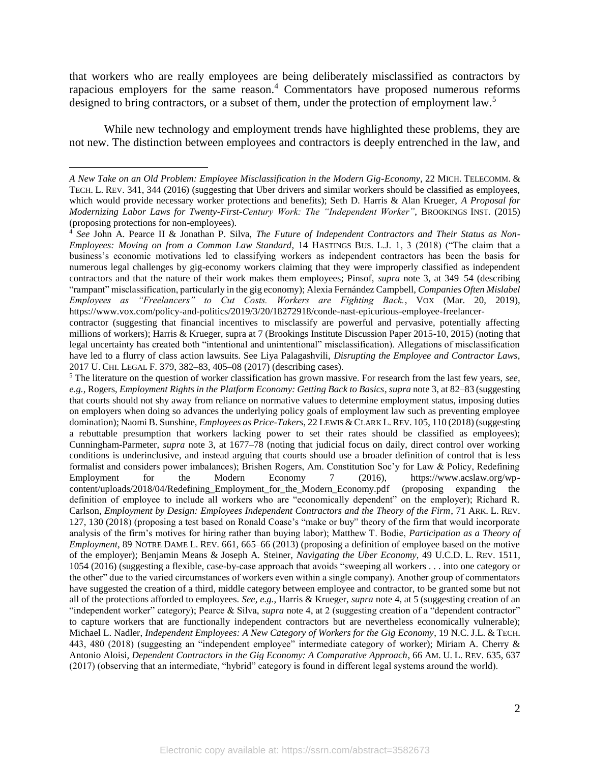that workers who are really employees are being deliberately misclassified as contractors by rapacious employers for the same reason.[4] Commentators have proposed numerous reforms designed to bring contractors, or a subset of them, under the protection of employment law.[5]

While new technology and employment trends have highlighted these problems, they are not new. The distinction between employees and contractors is deeply entrenched in the law, and

---

*A New Take on an Old Problem: Employee Misclassification in the Modern Gig-Economy*, 22 MICH. TELECOMM. & TECH. L. REV. 341, 344 (2016) (suggesting that Uber drivers and similar workers should be classified as employees, which would provide necessary worker protections and benefits); Seth D. Harris & Alan Krueger, *A Proposal for Modernizing Labor Laws for Twenty-First-Century Work: The "Independent Worker"*, BROOKINGS INST. (2015) (proposing protections for non-employees).

[4] *See* John A. Pearce II & Jonathan P. Silva, *The Future of Independent Contractors and Their Status as Non-Employees: Moving on from a Common Law Standard*, 14 HASTINGS BUS. L.J. 1, 3 (2018) ("The claim that a business's economic motivations led to classifying workers as independent contractors has been the basis for numerous legal challenges by gig-economy workers claiming that they were improperly classified as independent contractors and that the nature of their work makes them employees; Pinsof, *supra* note 3, at 349–54 (describing "rampant" misclassification, particularly in the gig economy); Alexia Fernández Campbell, *Companies Often Mislabel Employees as "Freelancers" to Cut Costs. Workers are Fighting Back.*, VOX (Mar. 20, 2019), https://www.vox.com/policy-and-politics/2019/3/20/18272918/conde-nast-epicurious-employee-freelancer-contractor (suggesting that financial incentives to misclassify are powerful and pervasive, potentially affecting millions of workers); Harris & Krueger, supra at 7 (Brookings Institute Discussion Paper 2015-10, 2015) (noting that legal uncertainty has created both "intentional and unintentional" misclassification). Allegations of misclassification have led to a flurry of class action lawsuits. See Liya Palagashvili, *Disrupting the Employee and Contractor Laws*, 2017 U. CHI. LEGAL F. 379, 382–83, 405–08 (2017) (describing cases).

[5] The literature on the question of worker classification has grown massive. For research from the last few years, *see, e.g.*, Rogers, *Employment Rights in the Platform Economy: Getting Back to Basics*, *supra* note 3, at 82–83 (suggesting that courts should not shy away from reliance on normative values to determine employment status, imposing duties on employers when doing so advances the underlying policy goals of employment law such as preventing employee domination); Naomi B. Sunshine, *Employees as Price-Takers*, 22 LEWIS & CLARK L. REV. 105, 110 (2018) (suggesting a rebuttable presumption that workers lacking power to set their rates should be classified as employees); Cunningham-Parmeter, *supra* note 3, at 1677–78 (noting that judicial focus on daily, direct control over working conditions is underinclusive, and instead arguing that courts should use a broader definition of control that is less formalist and considers power imbalances); Brishen Rogers, Am. Constitution Soc'y for Law & Policy, Redefining Employment for the Modern Economy 7 (2016), https://www.acslaw.org/wp-content/uploads/2018/04/Redefining_Employment_for_the_Modern_Economy.pdf (proposing expanding the definition of employee to include all workers who are "economically dependent" on the employer); Richard R. Carlson, *Employment by Design: Employees Independent Contractors and the Theory of the Firm*, 71 ARK. L. REV. 127, 130 (2018) (proposing a test based on Ronald Coase's "make or buy" theory of the firm that would incorporate analysis of the firm's motives for hiring rather than buying labor); Matthew T. Bodie, *Participation as a Theory of Employment*, 89 NOTRE DAME L. REV. 661, 665–66 (2013) (proposing a definition of employee based on the motive of the employer); Benjamin Means & Joseph A. Steiner, *Navigating the Uber Economy*, 49 U.C.D. L. REV. 1511, 1054 (2016) (suggesting a flexible, case-by-case approach that avoids "sweeping all workers . . . into one category or the other" due to the varied circumstances of workers even within a single company). Another group of commentators have suggested the creation of a third, middle category between employee and contractor, to be granted some but not all of the protections afforded to employees. *See, e.g.*, Harris & Krueger, *supra* note 4, at 5 (suggesting creation of an "independent worker" category); Pearce & Silva, *supra* note 4, at 2 (suggesting creation of a "dependent contractor" to capture workers that are functionally independent contractors but are nevertheless economically vulnerable); Michael L. Nadler, *Independent Employees: A New Category of Workers for the Gig Economy*, 19 N.C. J.L. & TECH. 443, 480 (2018) (suggesting an "independent employee" intermediate category of worker); Miriam A. Cherry & Antonio Aloisi, *Dependent Contractors in the Gig Economy: A Comparative Approach*, 66 AM. U. L. REV. 635, 637 (2017) (observing that an intermediate, "hybrid" category is found in different legal systems around the world).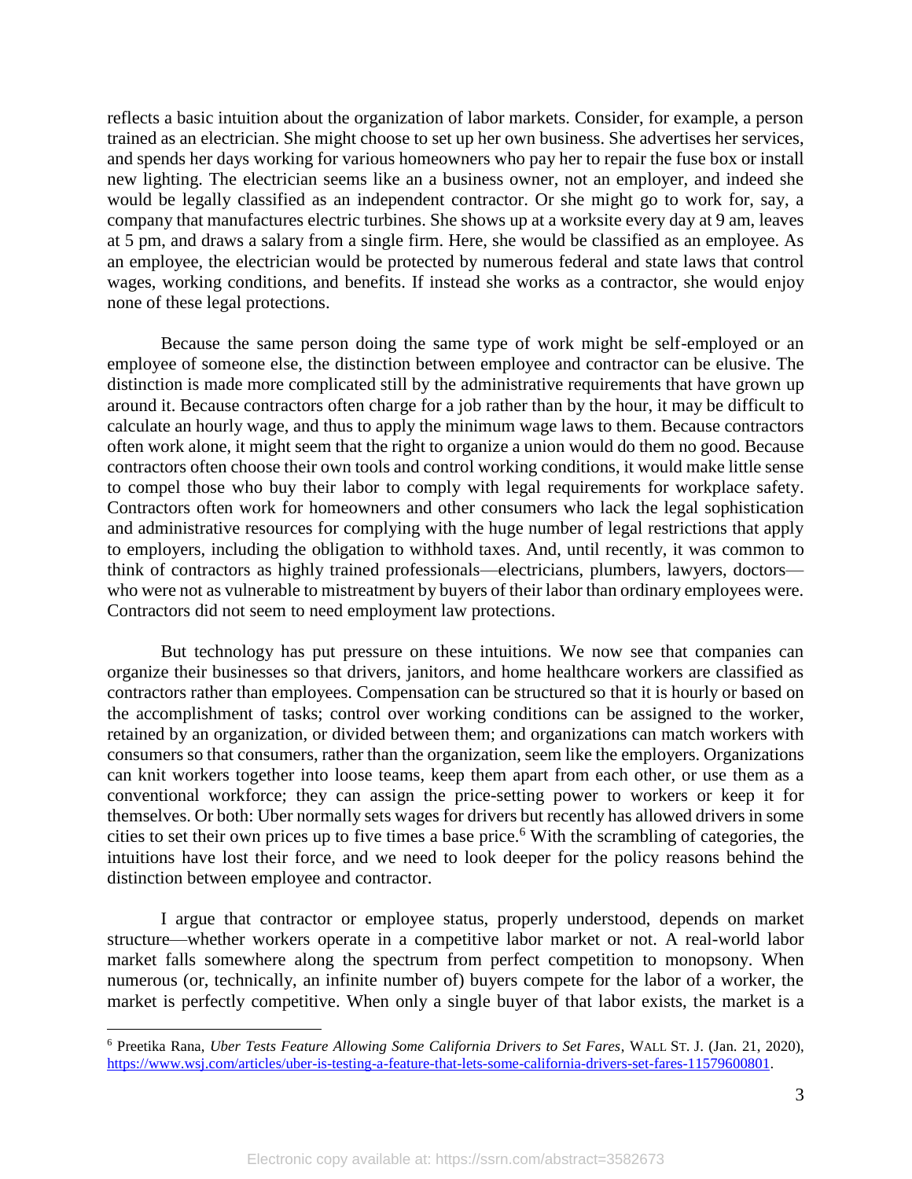reflects a basic intuition about the organization of labor markets. Consider, for example, a person trained as an electrician. She might choose to set up her own business. She advertises her services, and spends her days working for various homeowners who pay her to repair the fuse box or install new lighting. The electrician seems like an a business owner, not an employer, and indeed she would be legally classified as an independent contractor. Or she might go to work for, say, a company that manufactures electric turbines. She shows up at a worksite every day at 9 am, leaves at 5 pm, and draws a salary from a single firm. Here, she would be classified as an employee. As an employee, the electrician would be protected by numerous federal and state laws that control wages, working conditions, and benefits. If instead she works as a contractor, she would enjoy none of these legal protections.

Because the same person doing the same type of work might be self-employed or an employee of someone else, the distinction between employee and contractor can be elusive. The distinction is made more complicated still by the administrative requirements that have grown up around it. Because contractors often charge for a job rather than by the hour, it may be difficult to calculate an hourly wage, and thus to apply the minimum wage laws to them. Because contractors often work alone, it might seem that the right to organize a union would do them no good. Because contractors often choose their own tools and control working conditions, it would make little sense to compel those who buy their labor to comply with legal requirements for workplace safety. Contractors often work for homeowners and other consumers who lack the legal sophistication and administrative resources for complying with the huge number of legal restrictions that apply to employers, including the obligation to withhold taxes. And, until recently, it was common to think of contractors as highly trained professionals—electricians, plumbers, lawyers, doctors—who were not as vulnerable to mistreatment by buyers of their labor than ordinary employees were. Contractors did not seem to need employment law protections.

But technology has put pressure on these intuitions. We now see that companies can organize their businesses so that drivers, janitors, and home healthcare workers are classified as contractors rather than employees. Compensation can be structured so that it is hourly or based on the accomplishment of tasks; control over working conditions can be assigned to the worker, retained by an organization, or divided between them; and organizations can match workers with consumers so that consumers, rather than the organization, seem like the employers. Organizations can knit workers together into loose teams, keep them apart from each other, or use them as a conventional workforce; they can assign the price-setting power to workers or keep it for themselves. Or both: Uber normally sets wages for drivers but recently has allowed drivers in some cities to set their own prices up to five times a base price.[6] With the scrambling of categories, the intuitions have lost their force, and we need to look deeper for the policy reasons behind the distinction between employee and contractor.

I argue that contractor or employee status, properly understood, depends on market structure—whether workers operate in a competitive labor market or not. A real-world labor market falls somewhere along the spectrum from perfect competition to monopsony. When numerous (or, technically, an infinite number of) buyers compete for the labor of a worker, the market is perfectly competitive. When only a single buyer of that labor exists, the market is a

---

[6] Preetika Rana, *Uber Tests Feature Allowing Some California Drivers to Set Fares*, WALL ST. J. (Jan. 21, 2020), https://www.wsj.com/articles/uber-is-testing-a-feature-that-lets-some-california-drivers-set-fares-11579600801.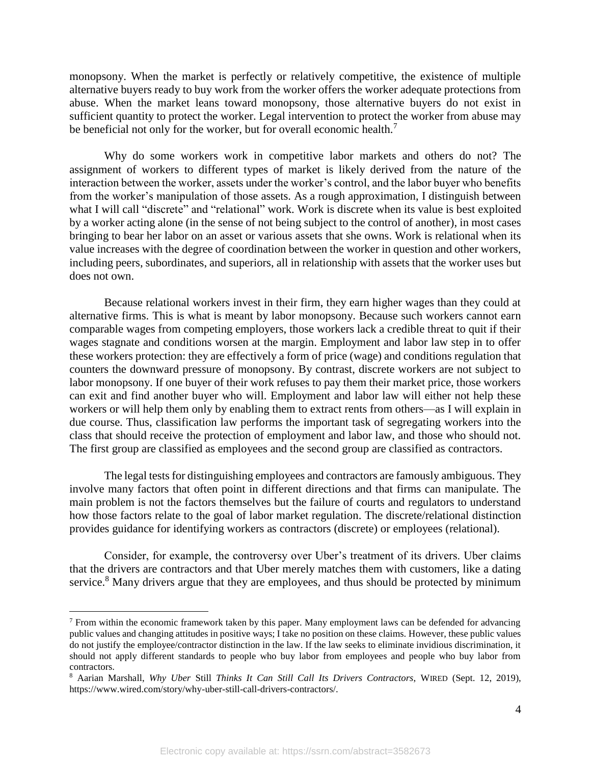monopsony. When the market is perfectly or relatively competitive, the existence of multiple alternative buyers ready to buy work from the worker offers the worker adequate protections from abuse. When the market leans toward monopsony, those alternative buyers do not exist in sufficient quantity to protect the worker. Legal intervention to protect the worker from abuse may be beneficial not only for the worker, but for overall economic health.[7]

Why do some workers work in competitive labor markets and others do not? The assignment of workers to different types of market is likely derived from the nature of the interaction between the worker, assets under the worker's control, and the labor buyer who benefits from the worker's manipulation of those assets. As a rough approximation, I distinguish between what I will call "discrete" and "relational" work. Work is discrete when its value is best exploited by a worker acting alone (in the sense of not being subject to the control of another), in most cases bringing to bear her labor on an asset or various assets that she owns. Work is relational when its value increases with the degree of coordination between the worker in question and other workers, including peers, subordinates, and superiors, all in relationship with assets that the worker uses but does not own.

Because relational workers invest in their firm, they earn higher wages than they could at alternative firms. This is what is meant by labor monopsony. Because such workers cannot earn comparable wages from competing employers, those workers lack a credible threat to quit if their wages stagnate and conditions worsen at the margin. Employment and labor law step in to offer these workers protection: they are effectively a form of price (wage) and conditions regulation that counters the downward pressure of monopsony. By contrast, discrete workers are not subject to labor monopsony. If one buyer of their work refuses to pay them their market price, those workers can exit and find another buyer who will. Employment and labor law will either not help these workers or will help them only by enabling them to extract rents from others—as I will explain in due course. Thus, classification law performs the important task of segregating workers into the class that should receive the protection of employment and labor law, and those who should not. The first group are classified as employees and the second group are classified as contractors.

The legal tests for distinguishing employees and contractors are famously ambiguous. They involve many factors that often point in different directions and that firms can manipulate. The main problem is not the factors themselves but the failure of courts and regulators to understand how those factors relate to the goal of labor market regulation. The discrete/relational distinction provides guidance for identifying workers as contractors (discrete) or employees (relational).

Consider, for example, the controversy over Uber's treatment of its drivers. Uber claims that the drivers are contractors and that Uber merely matches them with customers, like a dating service.[8] Many drivers argue that they are employees, and thus should be protected by minimum

---

[7] From within the economic framework taken by this paper. Many employment laws can be defended for advancing public values and changing attitudes in positive ways; I take no position on these claims. However, these public values do not justify the employee/contractor distinction in the law. If the law seeks to eliminate invidious discrimination, it should not apply different standards to people who buy labor from employees and people who buy labor from contractors.

[8] Aarian Marshall, *Why Uber* Still *Thinks It Can Still Call Its Drivers Contractors*, WIRED (Sept. 12, 2019), https://www.wired.com/story/why-uber-still-call-drivers-contractors/.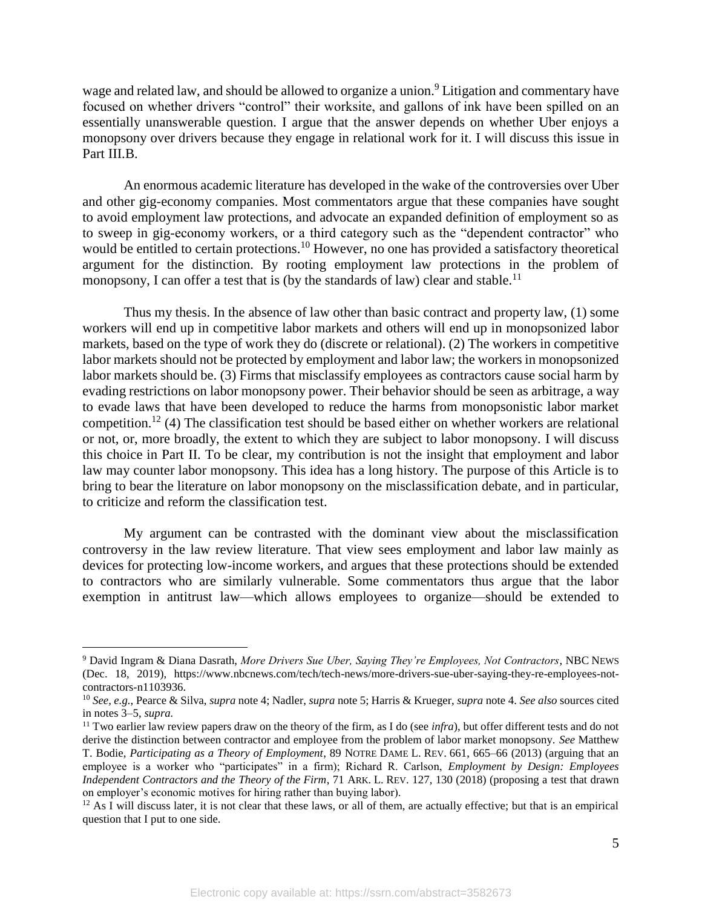wage and related law, and should be allowed to organize a union.[9] Litigation and commentary have focused on whether drivers "control" their worksite, and gallons of ink have been spilled on an essentially unanswerable question. I argue that the answer depends on whether Uber enjoys a monopsony over drivers because they engage in relational work for it. I will discuss this issue in Part III.B.

An enormous academic literature has developed in the wake of the controversies over Uber and other gig-economy companies. Most commentators argue that these companies have sought to avoid employment law protections, and advocate an expanded definition of employment so as to sweep in gig-economy workers, or a third category such as the "dependent contractor" who would be entitled to certain protections.[10] However, no one has provided a satisfactory theoretical argument for the distinction. By rooting employment law protections in the problem of monopsony, I can offer a test that is (by the standards of law) clear and stable.[11]

Thus my thesis. In the absence of law other than basic contract and property law, (1) some workers will end up in competitive labor markets and others will end up in monopsonized labor markets, based on the type of work they do (discrete or relational). (2) The workers in competitive labor markets should not be protected by employment and labor law; the workers in monopsonized labor markets should be. (3) Firms that misclassify employees as contractors cause social harm by evading restrictions on labor monopsony power. Their behavior should be seen as arbitrage, a way to evade laws that have been developed to reduce the harms from monopsonistic labor market competition.[12] (4) The classification test should be based either on whether workers are relational or not, or, more broadly, the extent to which they are subject to labor monopsony. I will discuss this choice in Part II. To be clear, my contribution is not the insight that employment and labor law may counter labor monopsony. This idea has a long history. The purpose of this Article is to bring to bear the literature on labor monopsony on the misclassification debate, and in particular, to criticize and reform the classification test.

My argument can be contrasted with the dominant view about the misclassification controversy in the law review literature. That view sees employment and labor law mainly as devices for protecting low-income workers, and argues that these protections should be extended to contractors who are similarly vulnerable. Some commentators thus argue that the labor exemption in antitrust law—which allows employees to organize—should be extended to

---

[9] David Ingram & Diana Dasrath, *More Drivers Sue Uber, Saying They're Employees, Not Contractors*, NBC NEWS (Dec. 18, 2019), https://www.nbcnews.com/tech/tech-news/more-drivers-sue-uber-saying-they-re-employees-not-contractors-n1103936.

[10] *See, e.g.*, Pearce & Silva, *supra* note 4; Nadler, *supra* note 5; Harris & Krueger, *supra* note 4. *See also* sources cited in notes 3–5, *supra*.

[11] Two earlier law review papers draw on the theory of the firm, as I do (see *infra*), but offer different tests and do not derive the distinction between contractor and employee from the problem of labor market monopsony. *See* Matthew T. Bodie, *Participating as a Theory of Employment*, 89 NOTRE DAME L. REV. 661, 665–66 (2013) (arguing that an employee is a worker who "participates" in a firm); Richard R. Carlson, *Employment by Design: Employees Independent Contractors and the Theory of the Firm*, 71 ARK. L. REV. 127, 130 (2018) (proposing a test that drawn on employer's economic motives for hiring rather than buying labor).

[12] As I will discuss later, it is not clear that these laws, or all of them, are actually effective; but that is an empirical question that I put to one side.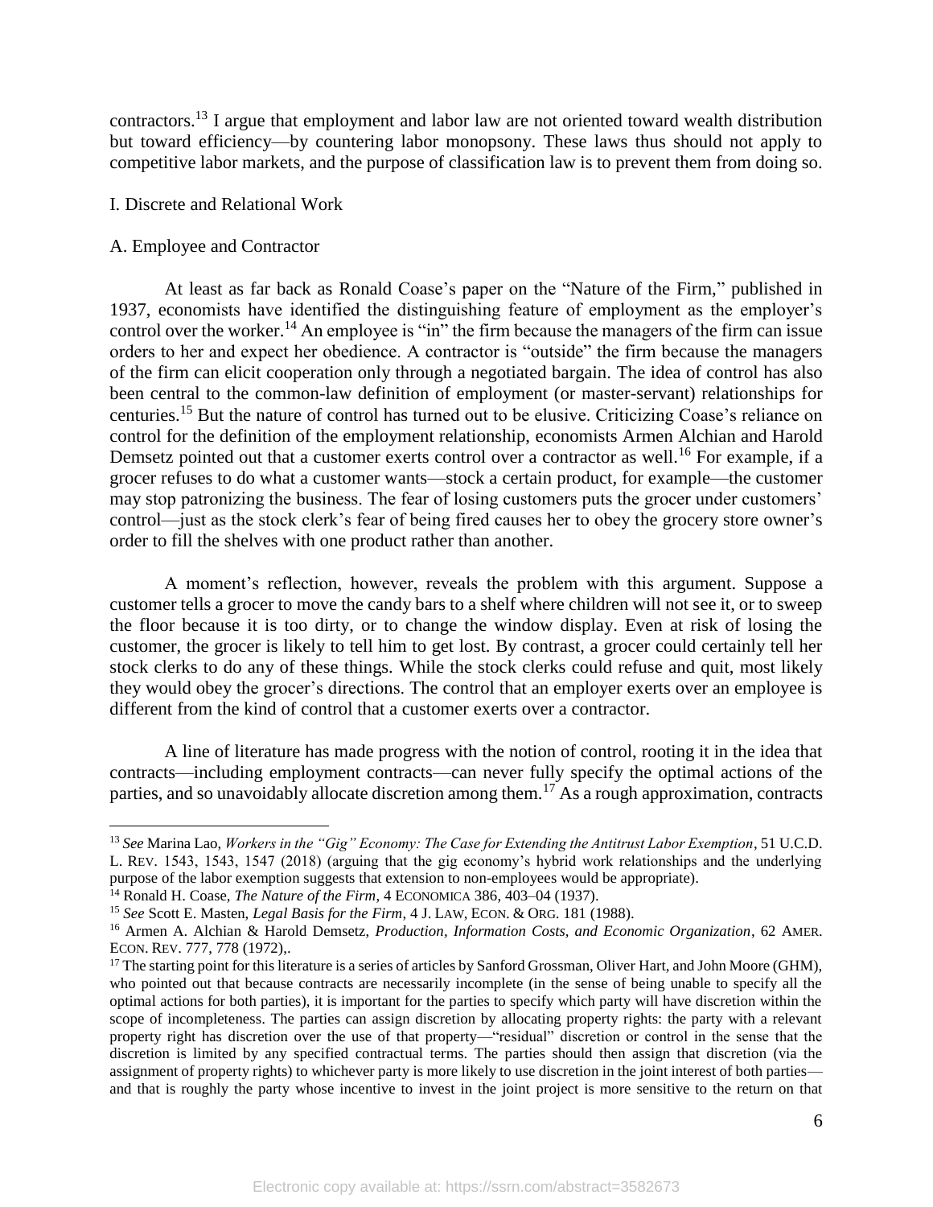contractors.[13] I argue that employment and labor law are not oriented toward wealth distribution but toward efficiency—by countering labor monopsony. These laws thus should not apply to competitive labor markets, and the purpose of classification law is to prevent them from doing so.

## I. Discrete and Relational Work

### A. Employee and Contractor

At least as far back as Ronald Coase's paper on the "Nature of the Firm," published in 1937, economists have identified the distinguishing feature of employment as the employer's control over the worker.[14] An employee is "in" the firm because the managers of the firm can issue orders to her and expect her obedience. A contractor is "outside" the firm because the managers of the firm can elicit cooperation only through a negotiated bargain. The idea of control has also been central to the common-law definition of employment (or master-servant) relationships for centuries.[15] But the nature of control has turned out to be elusive. Criticizing Coase's reliance on control for the definition of the employment relationship, economists Armen Alchian and Harold Demsetz pointed out that a customer exerts control over a contractor as well.[16] For example, if a grocer refuses to do what a customer wants—stock a certain product, for example—the customer may stop patronizing the business. The fear of losing customers puts the grocer under customers' control—just as the stock clerk's fear of being fired causes her to obey the grocery store owner's order to fill the shelves with one product rather than another.

A moment's reflection, however, reveals the problem with this argument. Suppose a customer tells a grocer to move the candy bars to a shelf where children will not see it, or to sweep the floor because it is too dirty, or to change the window display. Even at risk of losing the customer, the grocer is likely to tell him to get lost. By contrast, a grocer could certainly tell her stock clerks to do any of these things. While the stock clerks could refuse and quit, most likely they would obey the grocer's directions. The control that an employer exerts over an employee is different from the kind of control that a customer exerts over a contractor.

A line of literature has made progress with the notion of control, rooting it in the idea that contracts—including employment contracts—can never fully specify the optimal actions of the parties, and so unavoidably allocate discretion among them.[17] As a rough approximation, contracts

---

[13] *See* Marina Lao, *Workers in the "Gig" Economy: The Case for Extending the Antitrust Labor Exemption*, 51 U.C.D. L. REV. 1543, 1543, 1547 (2018) (arguing that the gig economy's hybrid work relationships and the underlying purpose of the labor exemption suggests that extension to non-employees would be appropriate).

[14] Ronald H. Coase, *The Nature of the Firm*, 4 ECONOMICA 386, 403–04 (1937).

[15] *See* Scott E. Masten, *Legal Basis for the Firm*, 4 J. LAW, ECON. & ORG. 181 (1988).

[16] Armen A. Alchian & Harold Demsetz, *Production, Information Costs, and Economic Organization*, 62 AMER. ECON. REV. 777, 778 (1972),.

[17] The starting point for this literature is a series of articles by Sanford Grossman, Oliver Hart, and John Moore (GHM), who pointed out that because contracts are necessarily incomplete (in the sense of being unable to specify all the optimal actions for both parties), it is important for the parties to specify which party will have discretion within the scope of incompleteness. The parties can assign discretion by allocating property rights: the party with a relevant property right has discretion over the use of that property—"residual" discretion or control in the sense that the discretion is limited by any specified contractual terms. The parties should then assign that discretion (via the assignment of property rights) to whichever party is more likely to use discretion in the joint interest of both parties—and that is roughly the party whose incentive to invest in the joint project is more sensitive to the return on that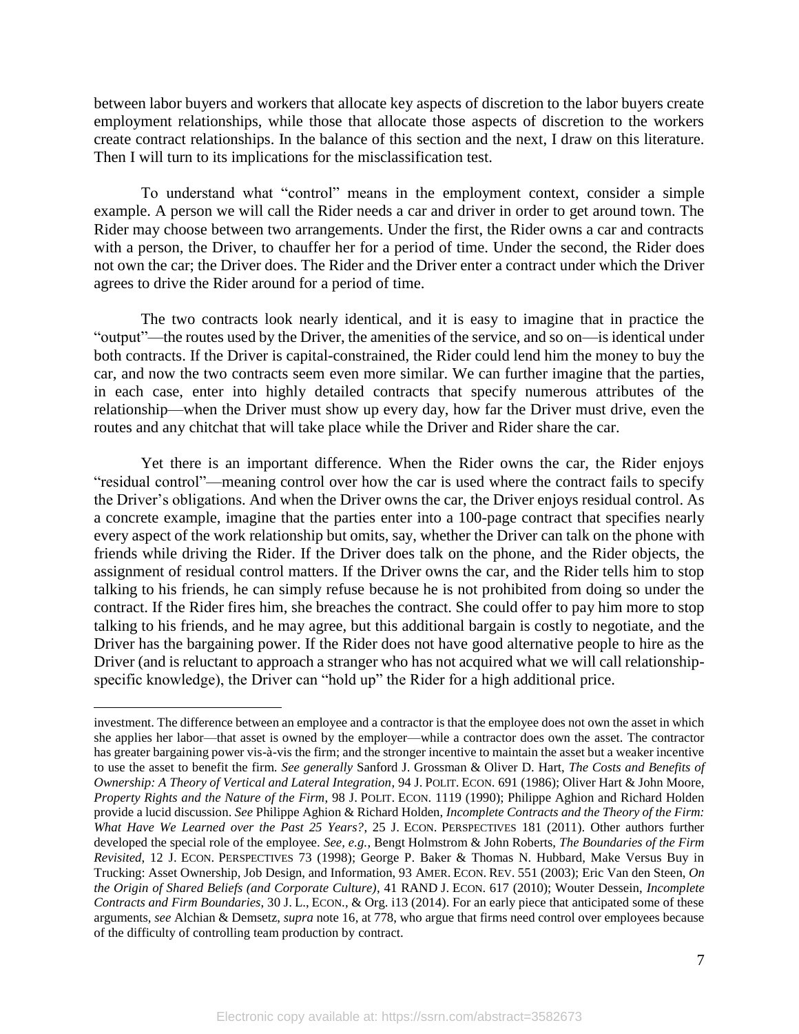between labor buyers and workers that allocate key aspects of discretion to the labor buyers create employment relationships, while those that allocate those aspects of discretion to the workers create contract relationships. In the balance of this section and the next, I draw on this literature. Then I will turn to its implications for the misclassification test.

To understand what "control" means in the employment context, consider a simple example. A person we will call the Rider needs a car and driver in order to get around town. The Rider may choose between two arrangements. Under the first, the Rider owns a car and contracts with a person, the Driver, to chauffer her for a period of time. Under the second, the Rider does not own the car; the Driver does. The Rider and the Driver enter a contract under which the Driver agrees to drive the Rider around for a period of time.

The two contracts look nearly identical, and it is easy to imagine that in practice the "output"—the routes used by the Driver, the amenities of the service, and so on—is identical under both contracts. If the Driver is capital-constrained, the Rider could lend him the money to buy the car, and now the two contracts seem even more similar. We can further imagine that the parties, in each case, enter into highly detailed contracts that specify numerous attributes of the relationship—when the Driver must show up every day, how far the Driver must drive, even the routes and any chitchat that will take place while the Driver and Rider share the car.

Yet there is an important difference. When the Rider owns the car, the Rider enjoys "residual control"—meaning control over how the car is used where the contract fails to specify the Driver's obligations. And when the Driver owns the car, the Driver enjoys residual control. As a concrete example, imagine that the parties enter into a 100-page contract that specifies nearly every aspect of the work relationship but omits, say, whether the Driver can talk on the phone with friends while driving the Rider. If the Driver does talk on the phone, and the Rider objects, the assignment of residual control matters. If the Driver owns the car, and the Rider tells him to stop talking to his friends, he can simply refuse because he is not prohibited from doing so under the contract. If the Rider fires him, she breaches the contract. She could offer to pay him more to stop talking to his friends, and he may agree, but this additional bargain is costly to negotiate, and the Driver has the bargaining power. If the Rider does not have good alternative people to hire as the Driver (and is reluctant to approach a stranger who has not acquired what we will call relationship-specific knowledge), the Driver can "hold up" the Rider for a high additional price.

---

investment. The difference between an employee and a contractor is that the employee does not own the asset in which she applies her labor—that asset is owned by the employer—while a contractor does own the asset. The contractor has greater bargaining power vis-à-vis the firm; and the stronger incentive to maintain the asset but a weaker incentive to use the asset to benefit the firm. *See generally* Sanford J. Grossman & Oliver D. Hart, *The Costs and Benefits of Ownership: A Theory of Vertical and Lateral Integration*, 94 J. POLIT. ECON. 691 (1986); Oliver Hart & John Moore, *Property Rights and the Nature of the Firm*, 98 J. POLIT. ECON. 1119 (1990); Philippe Aghion and Richard Holden provide a lucid discussion. *See* Philippe Aghion & Richard Holden*, Incomplete Contracts and the Theory of the Firm: What Have We Learned over the Past 25 Years?*, 25 J. ECON. PERSPECTIVES 181 (2011). Other authors further developed the special role of the employee. *See, e.g.*, Bengt Holmstrom & John Roberts, *The Boundaries of the Firm Revisited*, 12 J. ECON. PERSPECTIVES 73 (1998); George P. Baker & Thomas N. Hubbard, Make Versus Buy in Trucking: Asset Ownership, Job Design, and Information, 93 AMER. ECON. REV. 551 (2003); Eric Van den Steen, *On the Origin of Shared Beliefs (and Corporate Culture)*, 41 RAND J. ECON. 617 (2010); Wouter Dessein, *Incomplete Contracts and Firm Boundaries*, 30 J. L., ECON., & Org. i13 (2014). For an early piece that anticipated some of these arguments, *see* Alchian & Demsetz, *supra* note 16, at 778, who argue that firms need control over employees because of the difficulty of controlling team production by contract.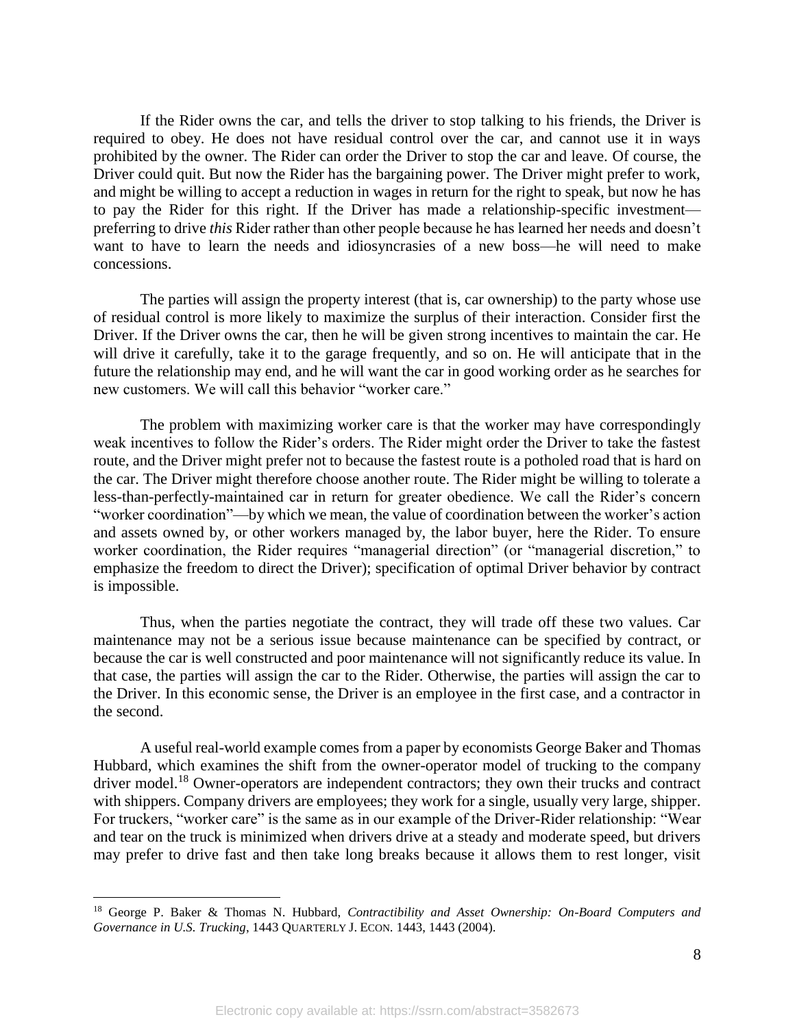If the Rider owns the car, and tells the driver to stop talking to his friends, the Driver is required to obey. He does not have residual control over the car, and cannot use it in ways prohibited by the owner. The Rider can order the Driver to stop the car and leave. Of course, the Driver could quit. But now the Rider has the bargaining power. The Driver might prefer to work, and might be willing to accept a reduction in wages in return for the right to speak, but now he has to pay the Rider for this right. If the Driver has made a relationship-specific investment—preferring to drive *this* Rider rather than other people because he has learned her needs and doesn't want to have to learn the needs and idiosyncrasies of a new boss—he will need to make concessions.

The parties will assign the property interest (that is, car ownership) to the party whose use of residual control is more likely to maximize the surplus of their interaction. Consider first the Driver. If the Driver owns the car, then he will be given strong incentives to maintain the car. He will drive it carefully, take it to the garage frequently, and so on. He will anticipate that in the future the relationship may end, and he will want the car in good working order as he searches for new customers. We will call this behavior "worker care."

The problem with maximizing worker care is that the worker may have correspondingly weak incentives to follow the Rider's orders. The Rider might order the Driver to take the fastest route, and the Driver might prefer not to because the fastest route is a potholed road that is hard on the car. The Driver might therefore choose another route. The Rider might be willing to tolerate a less-than-perfectly-maintained car in return for greater obedience. We call the Rider's concern "worker coordination"—by which we mean, the value of coordination between the worker's action and assets owned by, or other workers managed by, the labor buyer, here the Rider. To ensure worker coordination, the Rider requires "managerial direction" (or "managerial discretion," to emphasize the freedom to direct the Driver); specification of optimal Driver behavior by contract is impossible.

Thus, when the parties negotiate the contract, they will trade off these two values. Car maintenance may not be a serious issue because maintenance can be specified by contract, or because the car is well constructed and poor maintenance will not significantly reduce its value. In that case, the parties will assign the car to the Rider. Otherwise, the parties will assign the car to the Driver. In this economic sense, the Driver is an employee in the first case, and a contractor in the second.

A useful real-world example comes from a paper by economists George Baker and Thomas Hubbard, which examines the shift from the owner-operator model of trucking to the company driver model.[18] Owner-operators are independent contractors; they own their trucks and contract with shippers. Company drivers are employees; they work for a single, usually very large, shipper. For truckers, "worker care" is the same as in our example of the Driver-Rider relationship: "Wear and tear on the truck is minimized when drivers drive at a steady and moderate speed, but drivers may prefer to drive fast and then take long breaks because it allows them to rest longer, visit

---

[18] George P. Baker & Thomas N. Hubbard, *Contractibility and Asset Ownership: On-Board Computers and Governance in U.S. Trucking*, 1443 QUARTERLY J. ECON. 1443, 1443 (2004).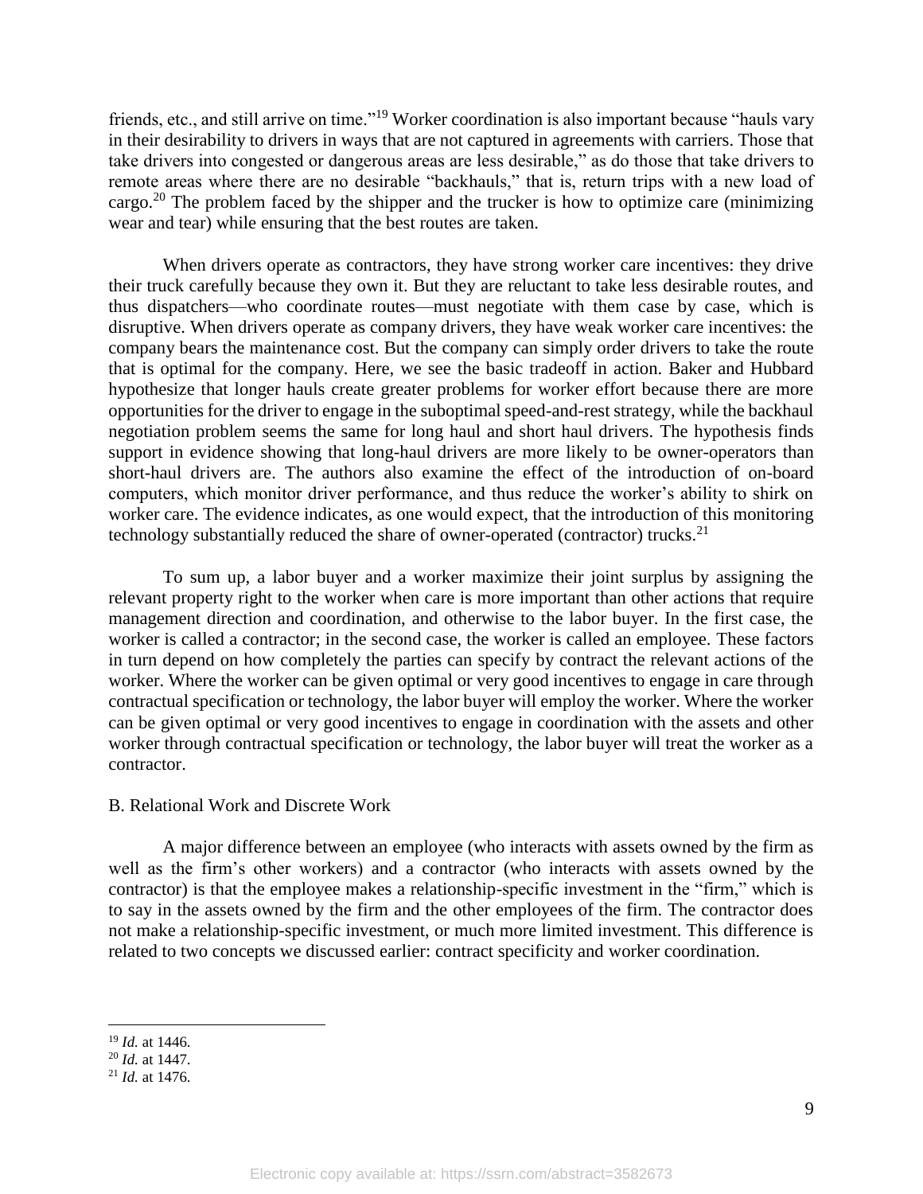friends, etc., and still arrive on time."[19] Worker coordination is also important because "hauls vary in their desirability to drivers in ways that are not captured in agreements with carriers. Those that take drivers into congested or dangerous areas are less desirable," as do those that take drivers to remote areas where there are no desirable "backhauls," that is, return trips with a new load of cargo.[20] The problem faced by the shipper and the trucker is how to optimize care (minimizing wear and tear) while ensuring that the best routes are taken.

When drivers operate as contractors, they have strong worker care incentives: they drive their truck carefully because they own it. But they are reluctant to take less desirable routes, and thus dispatchers—who coordinate routes—must negotiate with them case by case, which is disruptive. When drivers operate as company drivers, they have weak worker care incentives: the company bears the maintenance cost. But the company can simply order drivers to take the route that is optimal for the company. Here, we see the basic tradeoff in action. Baker and Hubbard hypothesize that longer hauls create greater problems for worker effort because there are more opportunities for the driver to engage in the suboptimal speed-and-rest strategy, while the backhaul negotiation problem seems the same for long haul and short haul drivers. The hypothesis finds support in evidence showing that long-haul drivers are more likely to be owner-operators than short-haul drivers are. The authors also examine the effect of the introduction of on-board computers, which monitor driver performance, and thus reduce the worker's ability to shirk on worker care. The evidence indicates, as one would expect, that the introduction of this monitoring technology substantially reduced the share of owner-operated (contractor) trucks.[21]

To sum up, a labor buyer and a worker maximize their joint surplus by assigning the relevant property right to the worker when care is more important than other actions that require management direction and coordination, and otherwise to the labor buyer. In the first case, the worker is called a contractor; in the second case, the worker is called an employee. These factors in turn depend on how completely the parties can specify by contract the relevant actions of the worker. Where the worker can be given optimal or very good incentives to engage in care through contractual specification or technology, the labor buyer will employ the worker. Where the worker can be given optimal or very good incentives to engage in coordination with the assets and other worker through contractual specification or technology, the labor buyer will treat the worker as a contractor.

### B. Relational Work and Discrete Work

A major difference between an employee (who interacts with assets owned by the firm as well as the firm's other workers) and a contractor (who interacts with assets owned by the contractor) is that the employee makes a relationship-specific investment in the "firm," which is to say in the assets owned by the firm and the other employees of the firm. The contractor does not make a relationship-specific investment, or much more limited investment. This difference is related to two concepts we discussed earlier: contract specificity and worker coordination.

---

[19] *Id.* at 1446.

[20] *Id.* at 1447.

[21] *Id.* at 1476.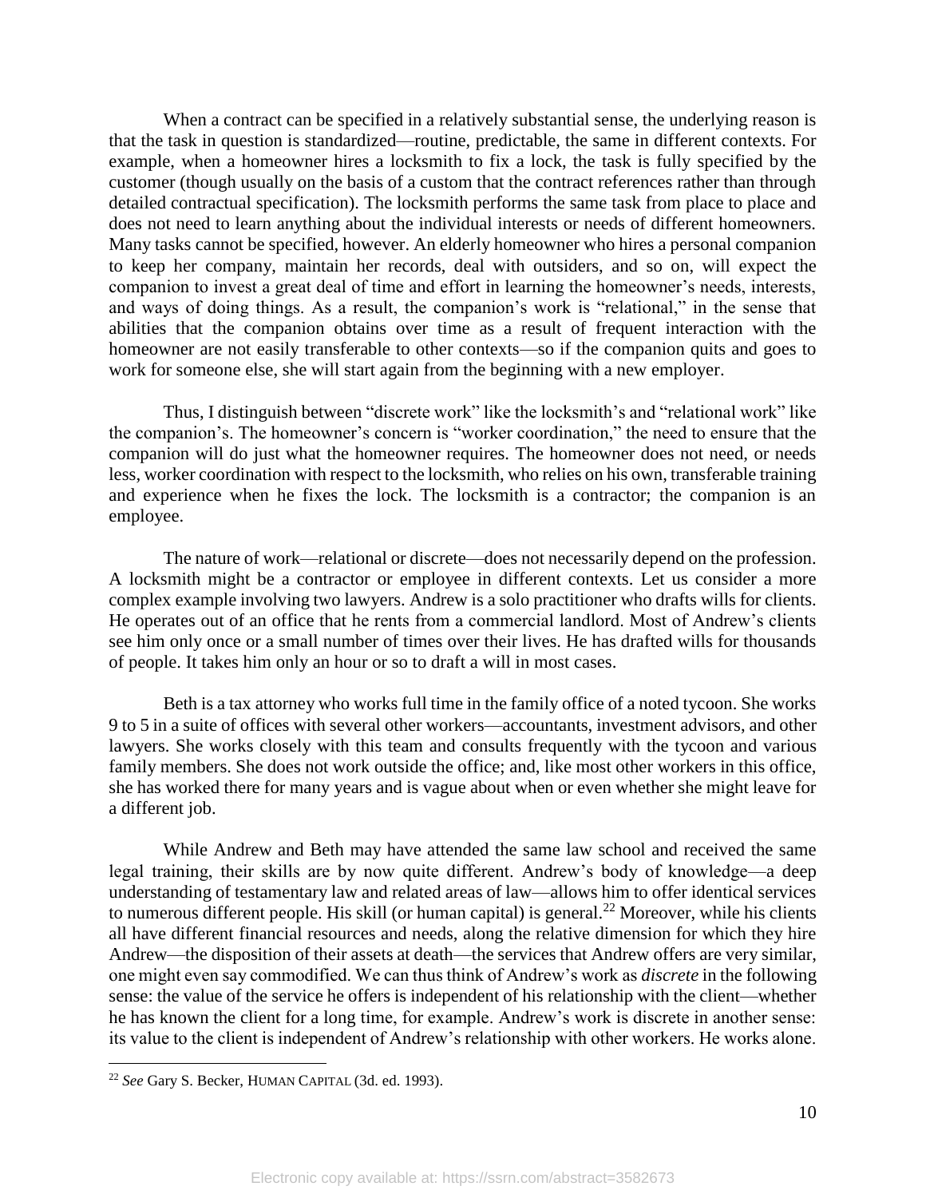When a contract can be specified in a relatively substantial sense, the underlying reason is that the task in question is standardized—routine, predictable, the same in different contexts. For example, when a homeowner hires a locksmith to fix a lock, the task is fully specified by the customer (though usually on the basis of a custom that the contract references rather than through detailed contractual specification). The locksmith performs the same task from place to place and does not need to learn anything about the individual interests or needs of different homeowners. Many tasks cannot be specified, however. An elderly homeowner who hires a personal companion to keep her company, maintain her records, deal with outsiders, and so on, will expect the companion to invest a great deal of time and effort in learning the homeowner's needs, interests, and ways of doing things. As a result, the companion's work is "relational," in the sense that abilities that the companion obtains over time as a result of frequent interaction with the homeowner are not easily transferable to other contexts—so if the companion quits and goes to work for someone else, she will start again from the beginning with a new employer.

Thus, I distinguish between "discrete work" like the locksmith's and "relational work" like the companion's. The homeowner's concern is "worker coordination," the need to ensure that the companion will do just what the homeowner requires. The homeowner does not need, or needs less, worker coordination with respect to the locksmith, who relies on his own, transferable training and experience when he fixes the lock. The locksmith is a contractor; the companion is an employee.

The nature of work—relational or discrete—does not necessarily depend on the profession. A locksmith might be a contractor or employee in different contexts. Let us consider a more complex example involving two lawyers. Andrew is a solo practitioner who drafts wills for clients. He operates out of an office that he rents from a commercial landlord. Most of Andrew's clients see him only once or a small number of times over their lives. He has drafted wills for thousands of people. It takes him only an hour or so to draft a will in most cases.

Beth is a tax attorney who works full time in the family office of a noted tycoon. She works 9 to 5 in a suite of offices with several other workers—accountants, investment advisors, and other lawyers. She works closely with this team and consults frequently with the tycoon and various family members. She does not work outside the office; and, like most other workers in this office, she has worked there for many years and is vague about when or even whether she might leave for a different job.

While Andrew and Beth may have attended the same law school and received the same legal training, their skills are by now quite different. Andrew's body of knowledge—a deep understanding of testamentary law and related areas of law—allows him to offer identical services to numerous different people. His skill (or human capital) is general.[22] Moreover, while his clients all have different financial resources and needs, along the relative dimension for which they hire Andrew—the disposition of their assets at death—the services that Andrew offers are very similar, one might even say commodified. We can thus think of Andrew's work as *discrete* in the following sense: the value of the service he offers is independent of his relationship with the client—whether he has known the client for a long time, for example. Andrew's work is discrete in another sense: its value to the client is independent of Andrew's relationship with other workers. He works alone.

---

[22] *See* Gary S. Becker, HUMAN CAPITAL (3d. ed. 1993).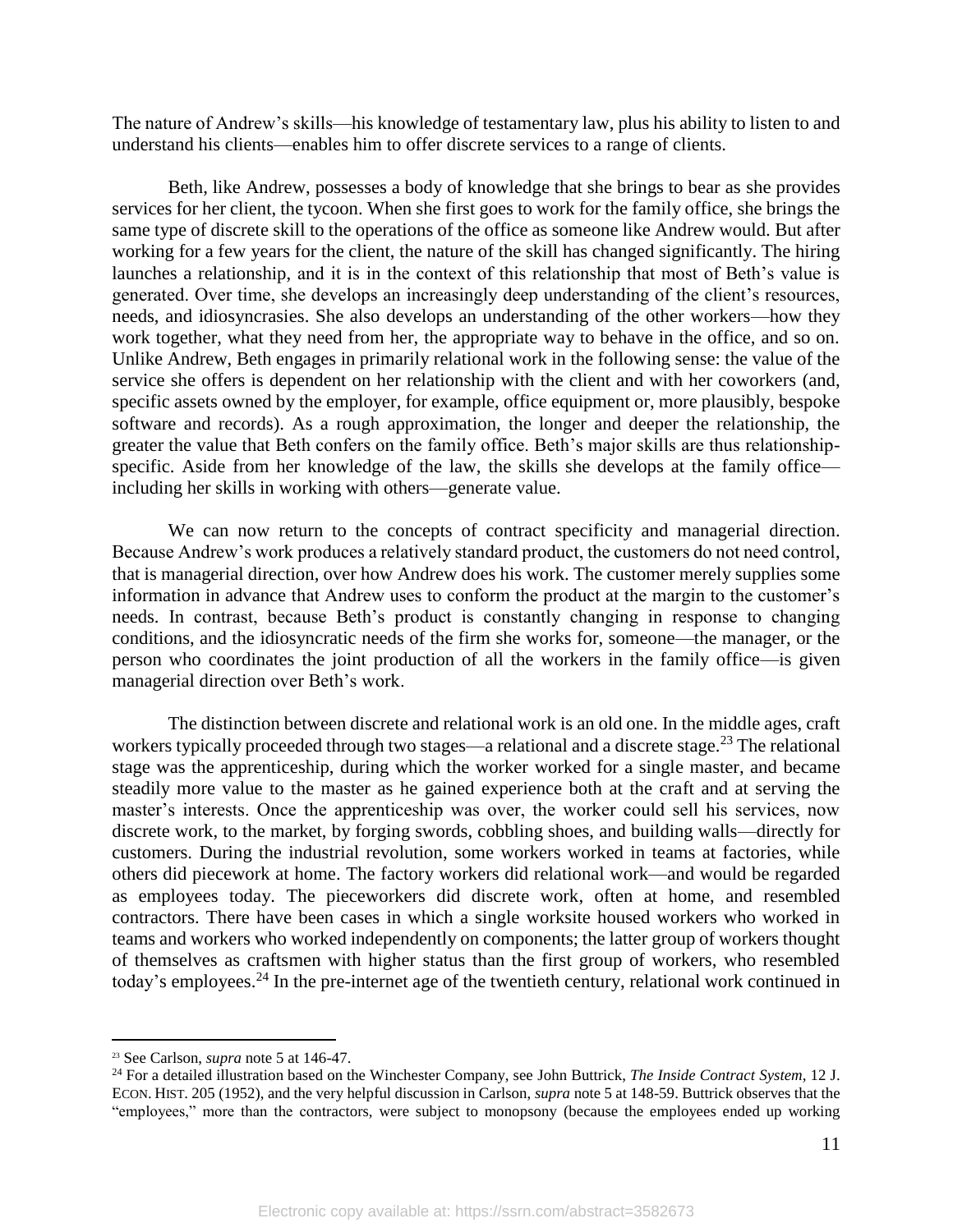The nature of Andrew's skills—his knowledge of testamentary law, plus his ability to listen to and understand his clients—enables him to offer discrete services to a range of clients.

Beth, like Andrew, possesses a body of knowledge that she brings to bear as she provides services for her client, the tycoon. When she first goes to work for the family office, she brings the same type of discrete skill to the operations of the office as someone like Andrew would. But after working for a few years for the client, the nature of the skill has changed significantly. The hiring launches a relationship, and it is in the context of this relationship that most of Beth's value is generated. Over time, she develops an increasingly deep understanding of the client's resources, needs, and idiosyncrasies. She also develops an understanding of the other workers—how they work together, what they need from her, the appropriate way to behave in the office, and so on. Unlike Andrew, Beth engages in primarily relational work in the following sense: the value of the service she offers is dependent on her relationship with the client and with her coworkers (and, specific assets owned by the employer, for example, office equipment or, more plausibly, bespoke software and records). As a rough approximation, the longer and deeper the relationship, the greater the value that Beth confers on the family office. Beth's major skills are thus relationship-specific. Aside from her knowledge of the law, the skills she develops at the family office—including her skills in working with others—generate value.

We can now return to the concepts of contract specificity and managerial direction. Because Andrew's work produces a relatively standard product, the customers do not need control, that is managerial direction, over how Andrew does his work. The customer merely supplies some information in advance that Andrew uses to conform the product at the margin to the customer's needs. In contrast, because Beth's product is constantly changing in response to changing conditions, and the idiosyncratic needs of the firm she works for, someone—the manager, or the person who coordinates the joint production of all the workers in the family office—is given managerial direction over Beth's work.

The distinction between discrete and relational work is an old one. In the middle ages, craft workers typically proceeded through two stages—a relational and a discrete stage.[23] The relational stage was the apprenticeship, during which the worker worked for a single master, and became steadily more value to the master as he gained experience both at the craft and at serving the master's interests. Once the apprenticeship was over, the worker could sell his services, now discrete work, to the market, by forging swords, cobbling shoes, and building walls—directly for customers. During the industrial revolution, some workers worked in teams at factories, while others did piecework at home. The factory workers did relational work—and would be regarded as employees today. The pieceworkers did discrete work, often at home, and resembled contractors. There have been cases in which a single worksite housed workers who worked in teams and workers who worked independently on components; the latter group of workers thought of themselves as craftsmen with higher status than the first group of workers, who resembled today's employees.[24] In the pre-internet age of the twentieth century, relational work continued in

[23] See Carlson, *supra* note 5 at 146-47.

[24] For a detailed illustration based on the Winchester Company, see John Buttrick, *The Inside Contract System*, 12 J. ECON. HIST. 205 (1952), and the very helpful discussion in Carlson, *supra* note 5 at 148-59. Buttrick observes that the "employees," more than the contractors, were subject to monopsony (because the employees ended up working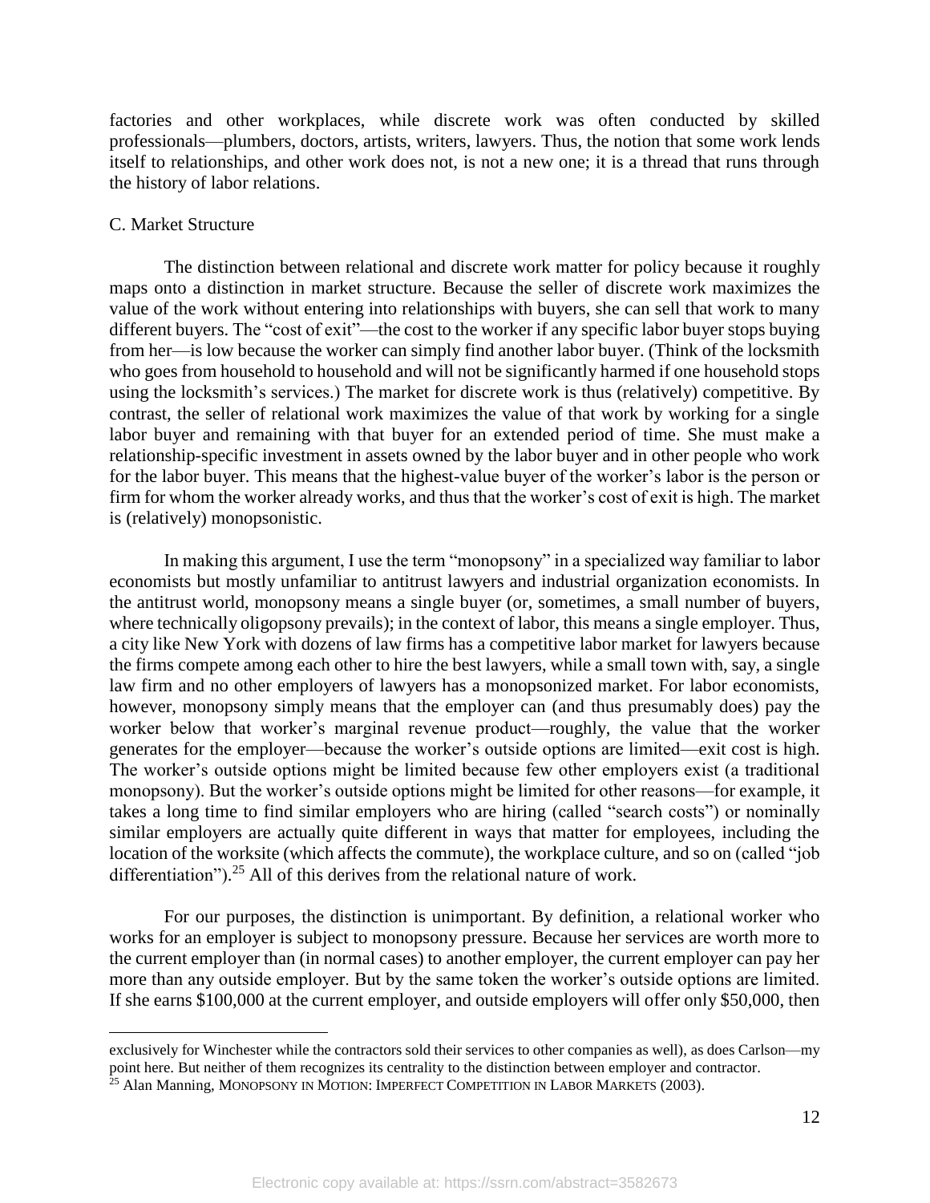factories and other workplaces, while discrete work was often conducted by skilled professionals—plumbers, doctors, artists, writers, lawyers. Thus, the notion that some work lends itself to relationships, and other work does not, is not a new one; it is a thread that runs through the history of labor relations.

### C. Market Structure

The distinction between relational and discrete work matter for policy because it roughly maps onto a distinction in market structure. Because the seller of discrete work maximizes the value of the work without entering into relationships with buyers, she can sell that work to many different buyers. The "cost of exit"—the cost to the worker if any specific labor buyer stops buying from her—is low because the worker can simply find another labor buyer. (Think of the locksmith who goes from household to household and will not be significantly harmed if one household stops using the locksmith's services.) The market for discrete work is thus (relatively) competitive. By contrast, the seller of relational work maximizes the value of that work by working for a single labor buyer and remaining with that buyer for an extended period of time. She must make a relationship-specific investment in assets owned by the labor buyer and in other people who work for the labor buyer. This means that the highest-value buyer of the worker's labor is the person or firm for whom the worker already works, and thus that the worker's cost of exit is high. The market is (relatively) monopsonistic.

In making this argument, I use the term "monopsony" in a specialized way familiar to labor economists but mostly unfamiliar to antitrust lawyers and industrial organization economists. In the antitrust world, monopsony means a single buyer (or, sometimes, a small number of buyers, where technically oligopsony prevails); in the context of labor, this means a single employer. Thus, a city like New York with dozens of law firms has a competitive labor market for lawyers because the firms compete among each other to hire the best lawyers, while a small town with, say, a single law firm and no other employers of lawyers has a monopsonized market. For labor economists, however, monopsony simply means that the employer can (and thus presumably does) pay the worker below that worker's marginal revenue product—roughly, the value that the worker generates for the employer—because the worker's outside options are limited—exit cost is high. The worker's outside options might be limited because few other employers exist (a traditional monopsony). But the worker's outside options might be limited for other reasons—for example, it takes a long time to find similar employers who are hiring (called "search costs") or nominally similar employers are actually quite different in ways that matter for employees, including the location of the worksite (which affects the commute), the workplace culture, and so on (called "job differentiation").[25] All of this derives from the relational nature of work.

For our purposes, the distinction is unimportant. By definition, a relational worker who works for an employer is subject to monopsony pressure. Because her services are worth more to the current employer than (in normal cases) to another employer, the current employer can pay her more than any outside employer. But by the same token the worker's outside options are limited. If she earns $100,000 at the current employer, and outside employers will offer only $50,000, then

---

exclusively for Winchester while the contractors sold their services to other companies as well), as does Carlson—my point here. But neither of them recognizes its centrality to the distinction between employer and contractor.

[25] Alan Manning, MONOPSONY IN MOTION: IMPERFECT COMPETITION IN LABOR MARKETS (2003).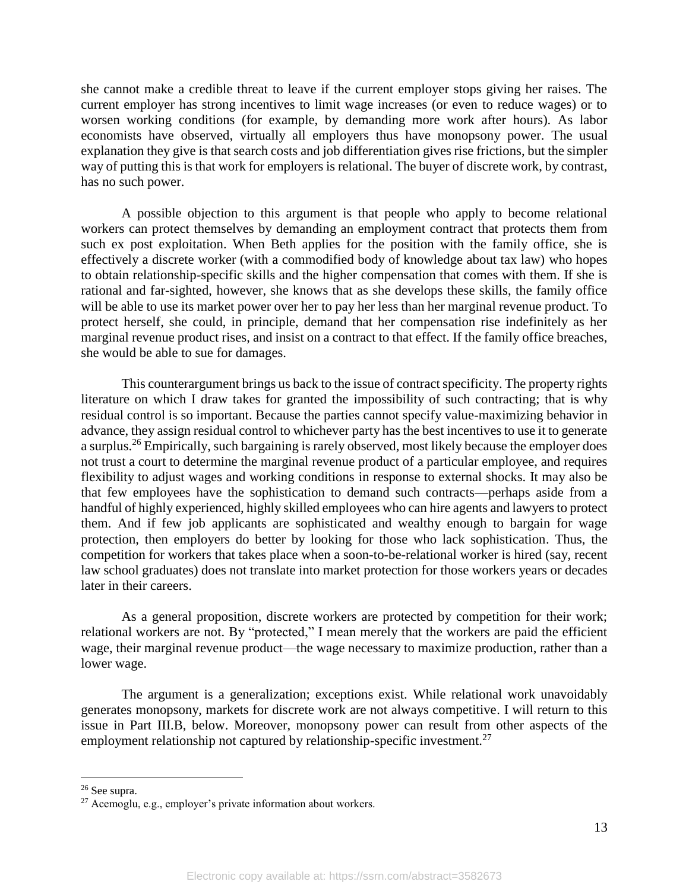she cannot make a credible threat to leave if the current employer stops giving her raises. The current employer has strong incentives to limit wage increases (or even to reduce wages) or to worsen working conditions (for example, by demanding more work after hours). As labor economists have observed, virtually all employers thus have monopsony power. The usual explanation they give is that search costs and job differentiation gives rise frictions, but the simpler way of putting this is that work for employers is relational. The buyer of discrete work, by contrast, has no such power.

A possible objection to this argument is that people who apply to become relational workers can protect themselves by demanding an employment contract that protects them from such ex post exploitation. When Beth applies for the position with the family office, she is effectively a discrete worker (with a commodified body of knowledge about tax law) who hopes to obtain relationship-specific skills and the higher compensation that comes with them. If she is rational and far-sighted, however, she knows that as she develops these skills, the family office will be able to use its market power over her to pay her less than her marginal revenue product. To protect herself, she could, in principle, demand that her compensation rise indefinitely as her marginal revenue product rises, and insist on a contract to that effect. If the family office breaches, she would be able to sue for damages.

This counterargument brings us back to the issue of contract specificity. The property rights literature on which I draw takes for granted the impossibility of such contracting; that is why residual control is so important. Because the parties cannot specify value-maximizing behavior in advance, they assign residual control to whichever party has the best incentives to use it to generate a surplus.[26] Empirically, such bargaining is rarely observed, most likely because the employer does not trust a court to determine the marginal revenue product of a particular employee, and requires flexibility to adjust wages and working conditions in response to external shocks. It may also be that few employees have the sophistication to demand such contracts—perhaps aside from a handful of highly experienced, highly skilled employees who can hire agents and lawyers to protect them. And if few job applicants are sophisticated and wealthy enough to bargain for wage protection, then employers do better by looking for those who lack sophistication. Thus, the competition for workers that takes place when a soon-to-be-relational worker is hired (say, recent law school graduates) does not translate into market protection for those workers years or decades later in their careers.

As a general proposition, discrete workers are protected by competition for their work; relational workers are not. By "protected," I mean merely that the workers are paid the efficient wage, their marginal revenue product—the wage necessary to maximize production, rather than a lower wage.

The argument is a generalization; exceptions exist. While relational work unavoidably generates monopsony, markets for discrete work are not always competitive. I will return to this issue in Part III.B, below. Moreover, monopsony power can result from other aspects of the employment relationship not captured by relationship-specific investment.[27]

---

[26] See supra.

[27] Acemoglu, e.g., employer's private information about workers.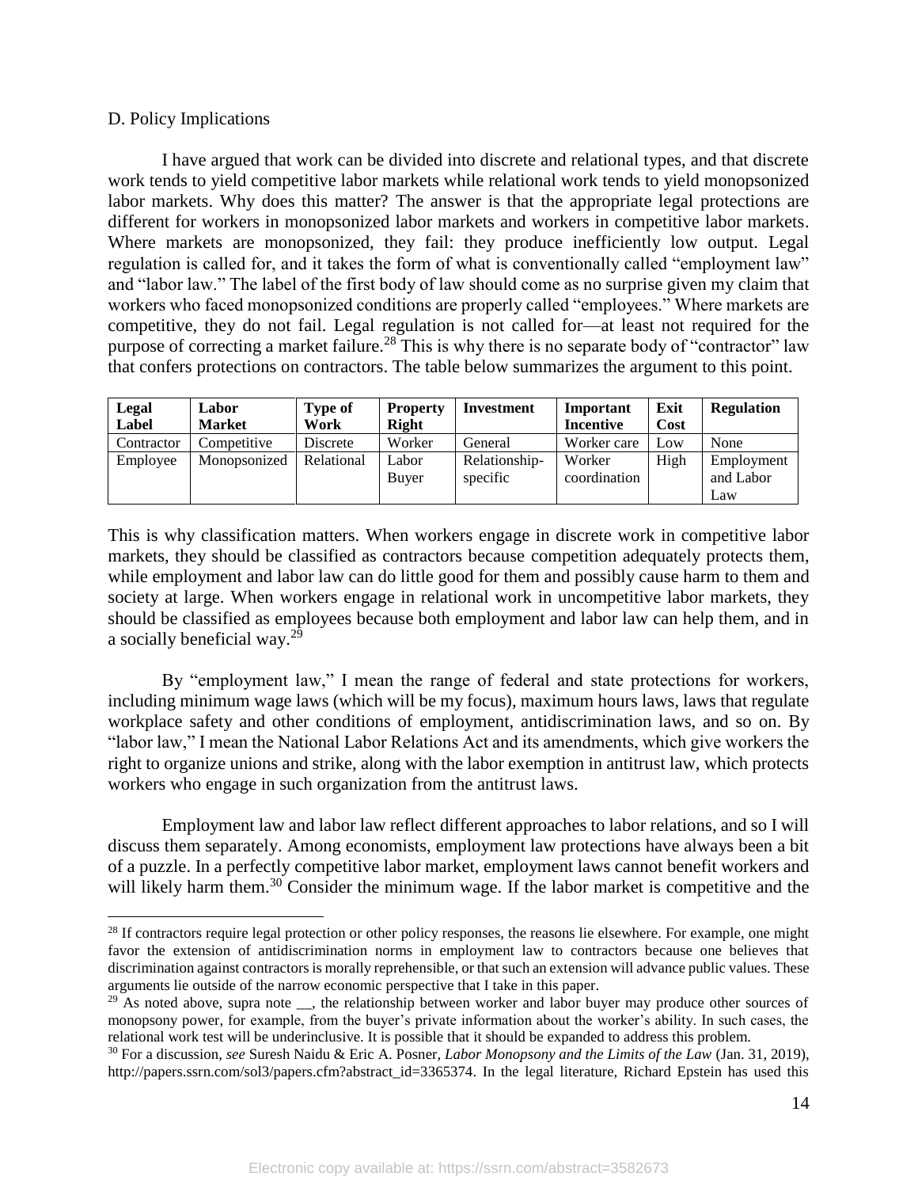D. Policy Implications

I have argued that work can be divided into discrete and relational types, and that discrete work tends to yield competitive labor markets while relational work tends to yield monopsonized labor markets. Why does this matter? The answer is that the appropriate legal protections are different for workers in monopsonized labor markets and workers in competitive labor markets. Where markets are monopsonized, they fail: they produce inefficiently low output. Legal regulation is called for, and it takes the form of what is conventionally called "employment law" and "labor law." The label of the first body of law should come as no surprise given my claim that workers who faced monopsonized conditions are properly called "employees." Where markets are competitive, they do not fail. Legal regulation is not called for—at least not required for the purpose of correcting a market failure.[28] This is why there is no separate body of "contractor" law that confers protections on contractors. The table below summarizes the argument to this point.

| **Legal Label** | **Labor Market** | **Type of Work** | **Property Right** | **Investment** | **Important Incentive** | **Exit Cost** | **Regulation** |
|---|---|---|---|---|---|---|---|
| Contractor | Competitive | Discrete | Worker | General | Worker care | Low | None |
| Employee | Monopsonized | Relational | Labor Buyer | Relationship-specific | Worker coordination | High | Employment and Labor Law |

This is why classification matters. When workers engage in discrete work in competitive labor markets, they should be classified as contractors because competition adequately protects them, while employment and labor law can do little good for them and possibly cause harm to them and society at large. When workers engage in relational work in uncompetitive labor markets, they should be classified as employees because both employment and labor law can help them, and in a socially beneficial way.[29]

By "employment law," I mean the range of federal and state protections for workers, including minimum wage laws (which will be my focus), maximum hours laws, laws that regulate workplace safety and other conditions of employment, antidiscrimination laws, and so on. By "labor law," I mean the National Labor Relations Act and its amendments, which give workers the right to organize unions and strike, along with the labor exemption in antitrust law, which protects workers who engage in such organization from the antitrust laws.

Employment law and labor law reflect different approaches to labor relations, and so I will discuss them separately. Among economists, employment law protections have always been a bit of a puzzle. In a perfectly competitive labor market, employment laws cannot benefit workers and will likely harm them.[30] Consider the minimum wage. If the labor market is competitive and the

---

[28] If contractors require legal protection or other policy responses, the reasons lie elsewhere. For example, one might favor the extension of antidiscrimination norms in employment law to contractors because one believes that discrimination against contractors is morally reprehensible, or that such an extension will advance public values. These arguments lie outside of the narrow economic perspective that I take in this paper.

[29] As noted above, supra note __, the relationship between worker and labor buyer may produce other sources of monopsony power, for example, from the buyer's private information about the worker's ability. In such cases, the relational work test will be underinclusive. It is possible that it should be expanded to address this problem.

[30] For a discussion, *see* Suresh Naidu & Eric A. Posner, *Labor Monopsony and the Limits of the Law* (Jan. 31, 2019), http://papers.ssrn.com/sol3/papers.cfm?abstract_id=3365374. In the legal literature, Richard Epstein has used this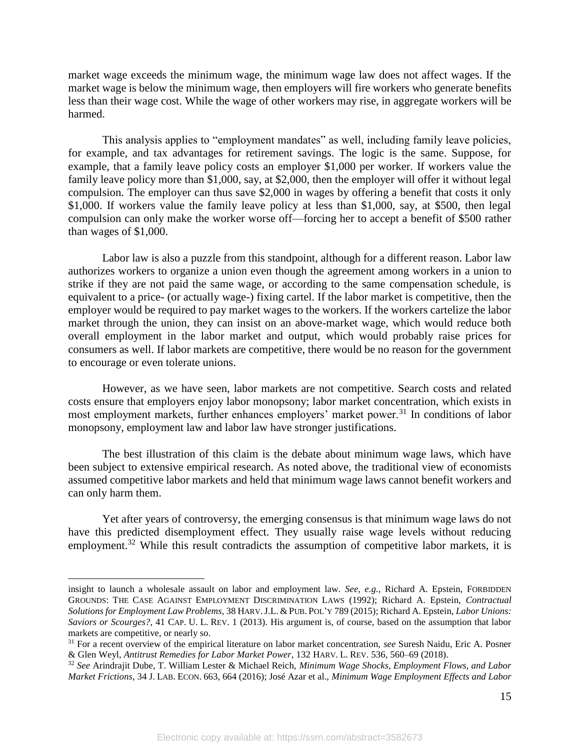market wage exceeds the minimum wage, the minimum wage law does not affect wages. If the market wage is below the minimum wage, then employers will fire workers who generate benefits less than their wage cost. While the wage of other workers may rise, in aggregate workers will be harmed.

This analysis applies to "employment mandates" as well, including family leave policies, for example, and tax advantages for retirement savings. The logic is the same. Suppose, for example, that a family leave policy costs an employer $1,000 per worker. If workers value the family leave policy more than $1,000, say, at $2,000, then the employer will offer it without legal compulsion. The employer can thus save $2,000 in wages by offering a benefit that costs it only $1,000. If workers value the family leave policy at less than $1,000, say, at $500, then legal compulsion can only make the worker worse off—forcing her to accept a benefit of $500 rather than wages of $1,000.

Labor law is also a puzzle from this standpoint, although for a different reason. Labor law authorizes workers to organize a union even though the agreement among workers in a union to strike if they are not paid the same wage, or according to the same compensation schedule, is equivalent to a price- (or actually wage-) fixing cartel. If the labor market is competitive, then the employer would be required to pay market wages to the workers. If the workers cartelize the labor market through the union, they can insist on an above-market wage, which would reduce both overall employment in the labor market and output, which would probably raise prices for consumers as well. If labor markets are competitive, there would be no reason for the government to encourage or even tolerate unions.

However, as we have seen, labor markets are not competitive. Search costs and related costs ensure that employers enjoy labor monopsony; labor market concentration, which exists in most employment markets, further enhances employers' market power.[31] In conditions of labor monopsony, employment law and labor law have stronger justifications.

The best illustration of this claim is the debate about minimum wage laws, which have been subject to extensive empirical research. As noted above, the traditional view of economists assumed competitive labor markets and held that minimum wage laws cannot benefit workers and can only harm them.

Yet after years of controversy, the emerging consensus is that minimum wage laws do not have this predicted disemployment effect. They usually raise wage levels without reducing employment.[32] While this result contradicts the assumption of competitive labor markets, it is

---

insight to launch a wholesale assault on labor and employment law. *See, e.g.*, Richard A. Epstein, FORBIDDEN GROUNDS: THE CASE AGAINST EMPLOYMENT DISCRIMINATION LAWS (1992); Richard A. Epstein, *Contractual Solutions for Employment Law Problems*, 38 HARV. J.L. & PUB. POL'Y 789 (2015); Richard A. Epstein, *Labor Unions: Saviors or Scourges?*, 41 CAP. U. L. REV. 1 (2013). His argument is, of course, based on the assumption that labor markets are competitive, or nearly so.

[31] For a recent overview of the empirical literature on labor market concentration, *see* Suresh Naidu, Eric A. Posner & Glen Weyl, *Antitrust Remedies for Labor Market Power*, 132 HARV. L. REV. 536, 560–69 (2018).

[32] *See* Arindrajit Dube, T. William Lester & Michael Reich, *Minimum Wage Shocks, Employment Flows, and Labor Market Frictions*, 34 J. LAB. ECON. 663, 664 (2016); José Azar et al., *Minimum Wage Employment Effects and Labor*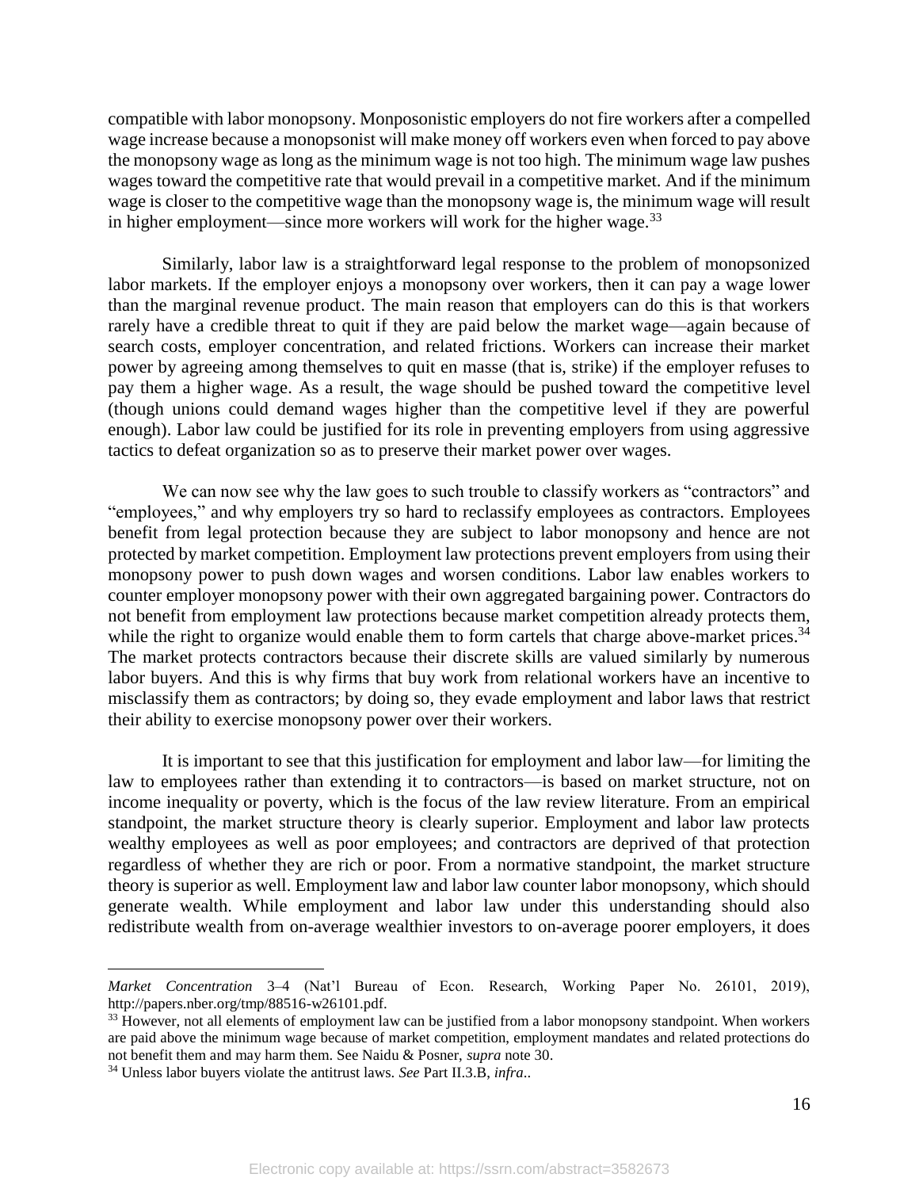compatible with labor monopsony. Monposonistic employers do not fire workers after a compelled wage increase because a monopsonist will make money off workers even when forced to pay above the monopsony wage as long as the minimum wage is not too high. The minimum wage law pushes wages toward the competitive rate that would prevail in a competitive market. And if the minimum wage is closer to the competitive wage than the monopsony wage is, the minimum wage will result in higher employment—since more workers will work for the higher wage.[33]

Similarly, labor law is a straightforward legal response to the problem of monopsonized labor markets. If the employer enjoys a monopsony over workers, then it can pay a wage lower than the marginal revenue product. The main reason that employers can do this is that workers rarely have a credible threat to quit if they are paid below the market wage—again because of search costs, employer concentration, and related frictions. Workers can increase their market power by agreeing among themselves to quit en masse (that is, strike) if the employer refuses to pay them a higher wage. As a result, the wage should be pushed toward the competitive level (though unions could demand wages higher than the competitive level if they are powerful enough). Labor law could be justified for its role in preventing employers from using aggressive tactics to defeat organization so as to preserve their market power over wages.

We can now see why the law goes to such trouble to classify workers as "contractors" and "employees," and why employers try so hard to reclassify employees as contractors. Employees benefit from legal protection because they are subject to labor monopsony and hence are not protected by market competition. Employment law protections prevent employers from using their monopsony power to push down wages and worsen conditions. Labor law enables workers to counter employer monopsony power with their own aggregated bargaining power. Contractors do not benefit from employment law protections because market competition already protects them, while the right to organize would enable them to form cartels that charge above-market prices.[34] The market protects contractors because their discrete skills are valued similarly by numerous labor buyers. And this is why firms that buy work from relational workers have an incentive to misclassify them as contractors; by doing so, they evade employment and labor laws that restrict their ability to exercise monopsony power over their workers.

It is important to see that this justification for employment and labor law—for limiting the law to employees rather than extending it to contractors—is based on market structure, not on income inequality or poverty, which is the focus of the law review literature. From an empirical standpoint, the market structure theory is clearly superior. Employment and labor law protects wealthy employees as well as poor employees; and contractors are deprived of that protection regardless of whether they are rich or poor. From a normative standpoint, the market structure theory is superior as well. Employment law and labor law counter labor monopsony, which should generate wealth. While employment and labor law under this understanding should also redistribute wealth from on-average wealthier investors to on-average poorer employers, it does

---

*Market Concentration* 3–4 (Nat'l Bureau of Econ. Research, Working Paper No. 26101, 2019), http://papers.nber.org/tmp/88516-w26101.pdf.

[33] However, not all elements of employment law can be justified from a labor monopsony standpoint. When workers are paid above the minimum wage because of market competition, employment mandates and related protections do not benefit them and may harm them. See Naidu & Posner, *supra* note 30.

[34] Unless labor buyers violate the antitrust laws. *See* Part II.3.B, *infra*..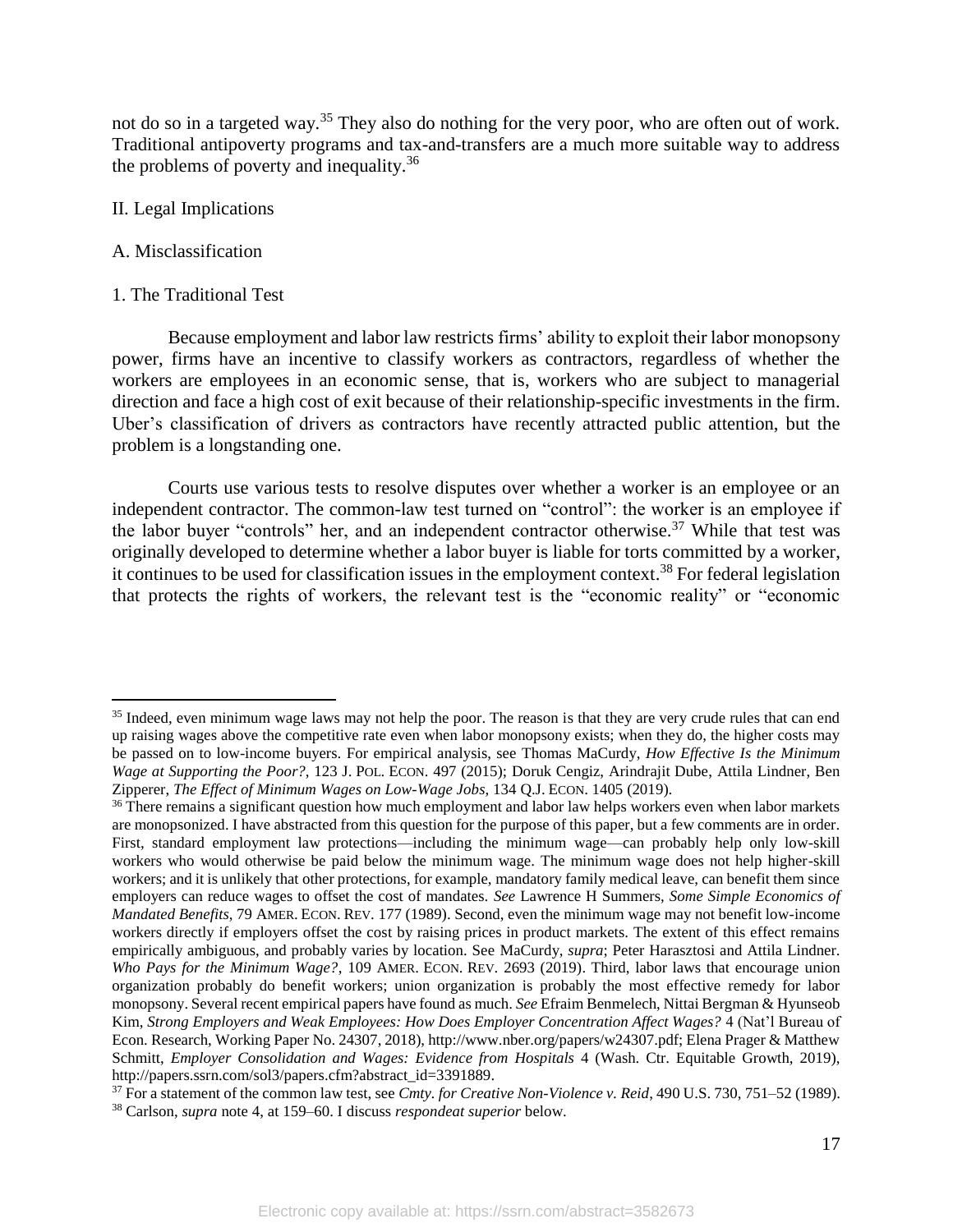not do so in a targeted way.[35] They also do nothing for the very poor, who are often out of work. Traditional antipoverty programs and tax-and-transfers are a much more suitable way to address the problems of poverty and inequality.[36]

## II. Legal Implications

### A. Misclassification

#### 1. The Traditional Test

Because employment and labor law restricts firms' ability to exploit their labor monopsony power, firms have an incentive to classify workers as contractors, regardless of whether the workers are employees in an economic sense, that is, workers who are subject to managerial direction and face a high cost of exit because of their relationship-specific investments in the firm. Uber's classification of drivers as contractors have recently attracted public attention, but the problem is a longstanding one.

Courts use various tests to resolve disputes over whether a worker is an employee or an independent contractor. The common-law test turned on "control": the worker is an employee if the labor buyer "controls" her, and an independent contractor otherwise.[37] While that test was originally developed to determine whether a labor buyer is liable for torts committed by a worker, it continues to be used for classification issues in the employment context.[38] For federal legislation that protects the rights of workers, the relevant test is the "economic reality" or "economic

---

[35] Indeed, even minimum wage laws may not help the poor. The reason is that they are very crude rules that can end up raising wages above the competitive rate even when labor monopsony exists; when they do, the higher costs may be passed on to low-income buyers. For empirical analysis, see Thomas MaCurdy, *How Effective Is the Minimum Wage at Supporting the Poor?*, 123 J. POL. ECON. 497 (2015); Doruk Cengiz, Arindrajit Dube, Attila Lindner, Ben Zipperer, *The Effect of Minimum Wages on Low-Wage Jobs*, 134 Q.J. ECON. 1405 (2019).

[36] There remains a significant question how much employment and labor law helps workers even when labor markets are monopsonized. I have abstracted from this question for the purpose of this paper, but a few comments are in order. First, standard employment law protections—including the minimum wage—can probably help only low-skill workers who would otherwise be paid below the minimum wage. The minimum wage does not help higher-skill workers; and it is unlikely that other protections, for example, mandatory family medical leave, can benefit them since employers can reduce wages to offset the cost of mandates. *See* Lawrence H Summers, *Some Simple Economics of Mandated Benefits*, 79 AMER. ECON. REV. 177 (1989). Second, even the minimum wage may not benefit low-income workers directly if employers offset the cost by raising prices in product markets. The extent of this effect remains empirically ambiguous, and probably varies by location. See MaCurdy, *supra*; Peter Harasztosi and Attila Lindner. *Who Pays for the Minimum Wage?*, 109 AMER. ECON. REV. 2693 (2019). Third, labor laws that encourage union organization probably do benefit workers; union organization is probably the most effective remedy for labor monopsony. Several recent empirical papers have found as much. *See* Efraim Benmelech, Nittai Bergman & Hyunseob Kim, *Strong Employers and Weak Employees: How Does Employer Concentration Affect Wages?* 4 (Nat'l Bureau of Econ. Research, Working Paper No. 24307, 2018), http://www.nber.org/papers/w24307.pdf; Elena Prager & Matthew Schmitt, *Employer Consolidation and Wages: Evidence from Hospitals* 4 (Wash. Ctr. Equitable Growth, 2019), http://papers.ssrn.com/sol3/papers.cfm?abstract_id=3391889.

[37] For a statement of the common law test, see *Cmty. for Creative Non-Violence v. Reid*, 490 U.S. 730, 751–52 (1989).

[38] Carlson, *supra* note 4, at 159–60. I discuss *respondeat superior* below.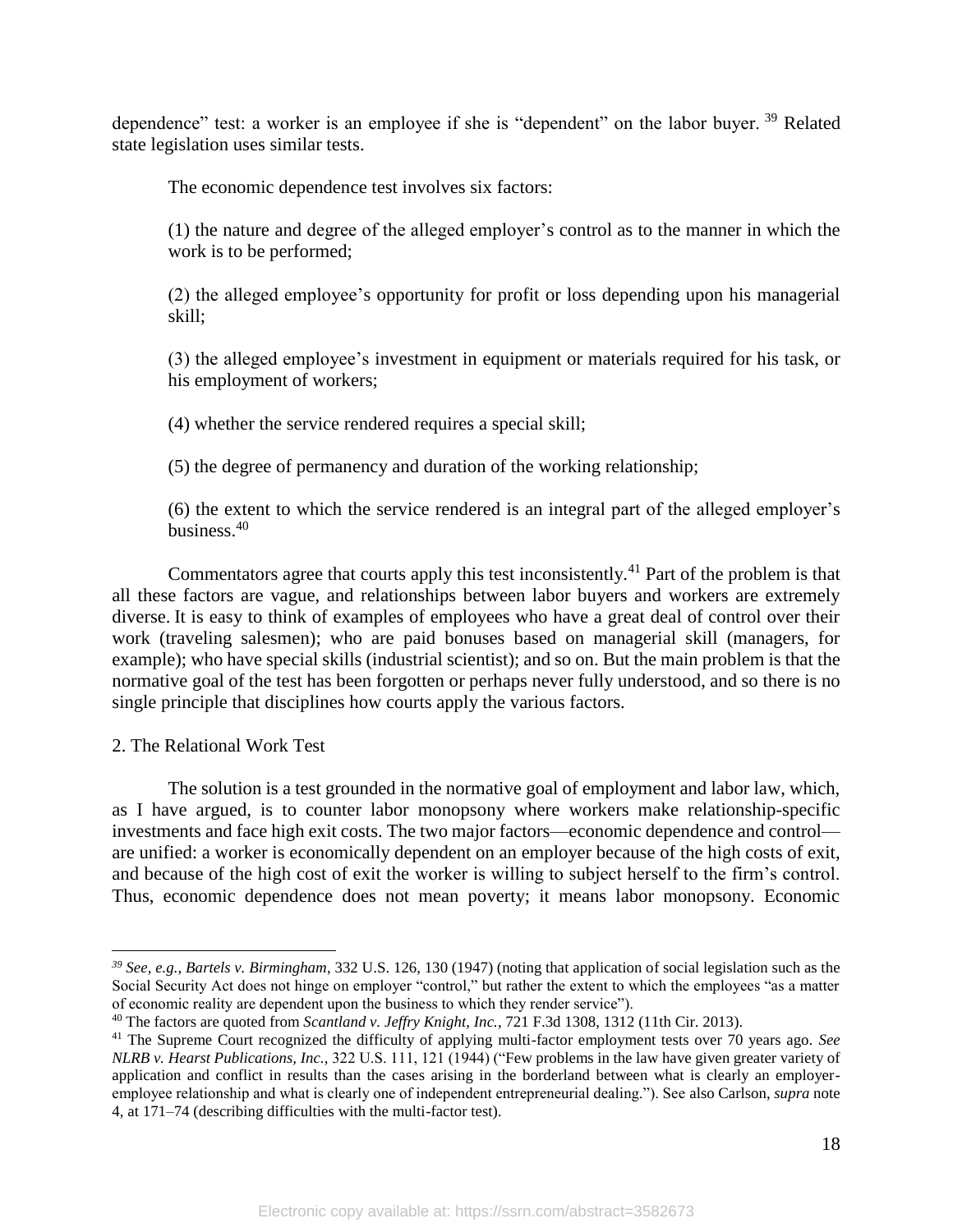dependence" test: a worker is an employee if she is "dependent" on the labor buyer.[39] Related state legislation uses similar tests.

The economic dependence test involves six factors:

> (1) the nature and degree of the alleged employer's control as to the manner in which the work is to be performed;
>
> (2) the alleged employee's opportunity for profit or loss depending upon his managerial skill;
>
> (3) the alleged employee's investment in equipment or materials required for his task, or his employment of workers;
>
> (4) whether the service rendered requires a special skill;
>
> (5) the degree of permanency and duration of the working relationship;
>
> (6) the extent to which the service rendered is an integral part of the alleged employer's business.[40]

Commentators agree that courts apply this test inconsistently.[41] Part of the problem is that all these factors are vague, and relationships between labor buyers and workers are extremely diverse. It is easy to think of examples of employees who have a great deal of control over their work (traveling salesmen); who are paid bonuses based on managerial skill (managers, for example); who have special skills (industrial scientist); and so on. But the main problem is that the normative goal of the test has been forgotten or perhaps never fully understood, and so there is no single principle that disciplines how courts apply the various factors.

### 2. The Relational Work Test

The solution is a test grounded in the normative goal of employment and labor law, which, as I have argued, is to counter labor monopsony where workers make relationship-specific investments and face high exit costs. The two major factors—economic dependence and control—are unified: a worker is economically dependent on an employer because of the high costs of exit, and because of the high cost of exit the worker is willing to subject herself to the firm's control. Thus, economic dependence does not mean poverty; it means labor monopsony. Economic

---

[39] *See, e.g., Bartels v. Birmingham*, 332 U.S. 126, 130 (1947) (noting that application of social legislation such as the Social Security Act does not hinge on employer "control," but rather the extent to which the employees "as a matter of economic reality are dependent upon the business to which they render service").

[40] The factors are quoted from *Scantland v. Jeffry Knight, Inc.*, 721 F.3d 1308, 1312 (11th Cir. 2013).

[41] The Supreme Court recognized the difficulty of applying multi-factor employment tests over 70 years ago. *See NLRB v. Hearst Publications, Inc.*, 322 U.S. 111, 121 (1944) ("Few problems in the law have given greater variety of application and conflict in results than the cases arising in the borderland between what is clearly an employer-employee relationship and what is clearly one of independent entrepreneurial dealing."). See also Carlson, *supra* note 4, at 171–74 (describing difficulties with the multi-factor test).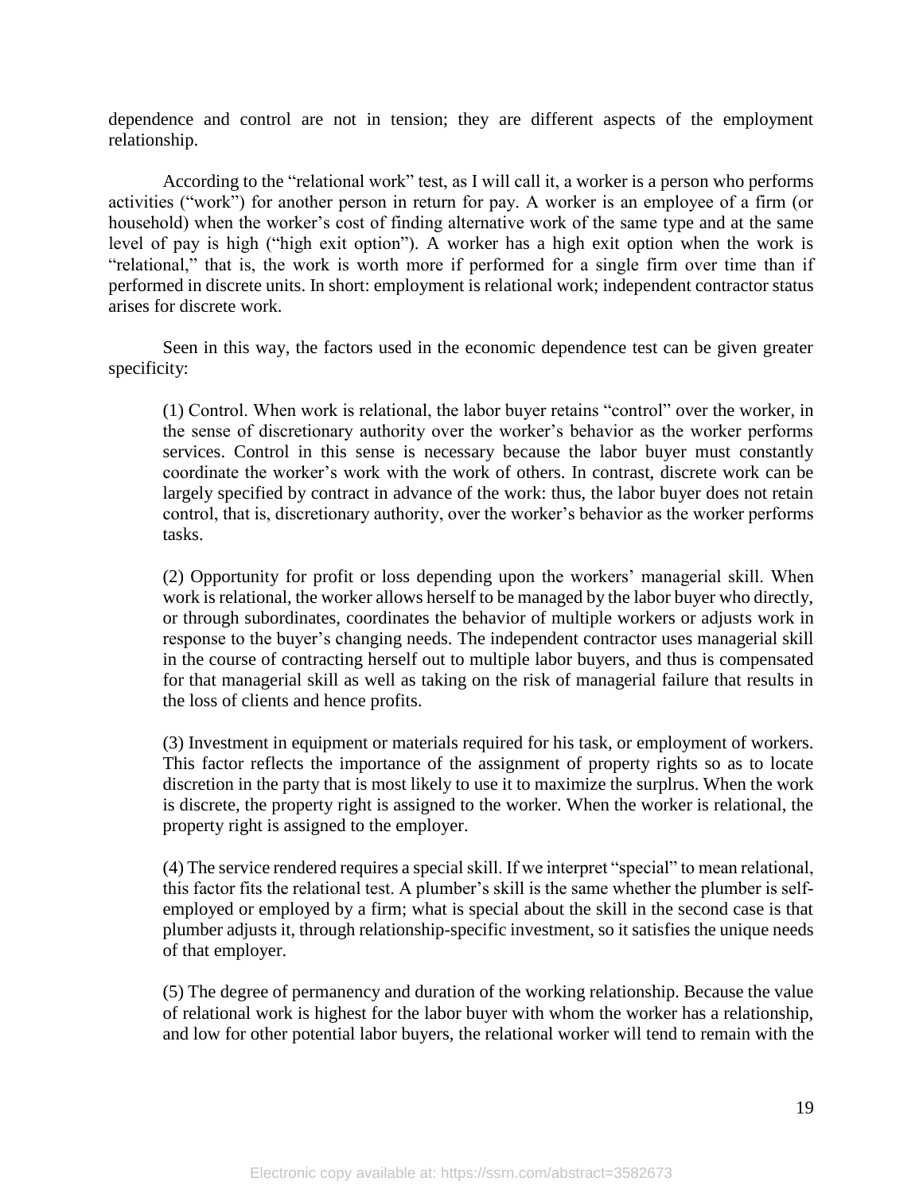dependence and control are not in tension; they are different aspects of the employment relationship.

According to the "relational work" test, as I will call it, a worker is a person who performs activities ("work") for another person in return for pay. A worker is an employee of a firm (or household) when the worker's cost of finding alternative work of the same type and at the same level of pay is high ("high exit option"). A worker has a high exit option when the work is "relational," that is, the work is worth more if performed for a single firm over time than if performed in discrete units. In short: employment is relational work; independent contractor status arises for discrete work.

Seen in this way, the factors used in the economic dependence test can be given greater specificity:

> (1) Control. When work is relational, the labor buyer retains "control" over the worker, in the sense of discretionary authority over the worker's behavior as the worker performs services. Control in this sense is necessary because the labor buyer must constantly coordinate the worker's work with the work of others. In contrast, discrete work can be largely specified by contract in advance of the work: thus, the labor buyer does not retain control, that is, discretionary authority, over the worker's behavior as the worker performs tasks.
>
> (2) Opportunity for profit or loss depending upon the workers' managerial skill. When work is relational, the worker allows herself to be managed by the labor buyer who directly, or through subordinates, coordinates the behavior of multiple workers or adjusts work in response to the buyer's changing needs. The independent contractor uses managerial skill in the course of contracting herself out to multiple labor buyers, and thus is compensated for that managerial skill as well as taking on the risk of managerial failure that results in the loss of clients and hence profits.
>
> (3) Investment in equipment or materials required for his task, or employment of workers. This factor reflects the importance of the assignment of property rights so as to locate discretion in the party that is most likely to use it to maximize the surplrus. When the work is discrete, the property right is assigned to the worker. When the worker is relational, the property right is assigned to the employer.
>
> (4) The service rendered requires a special skill. If we interpret "special" to mean relational, this factor fits the relational test. A plumber's skill is the same whether the plumber is self-employed or employed by a firm; what is special about the skill in the second case is that plumber adjusts it, through relationship-specific investment, so it satisfies the unique needs of that employer.
>
> (5) The degree of permanency and duration of the working relationship. Because the value of relational work is highest for the labor buyer with whom the worker has a relationship, and low for other potential labor buyers, the relational worker will tend to remain with the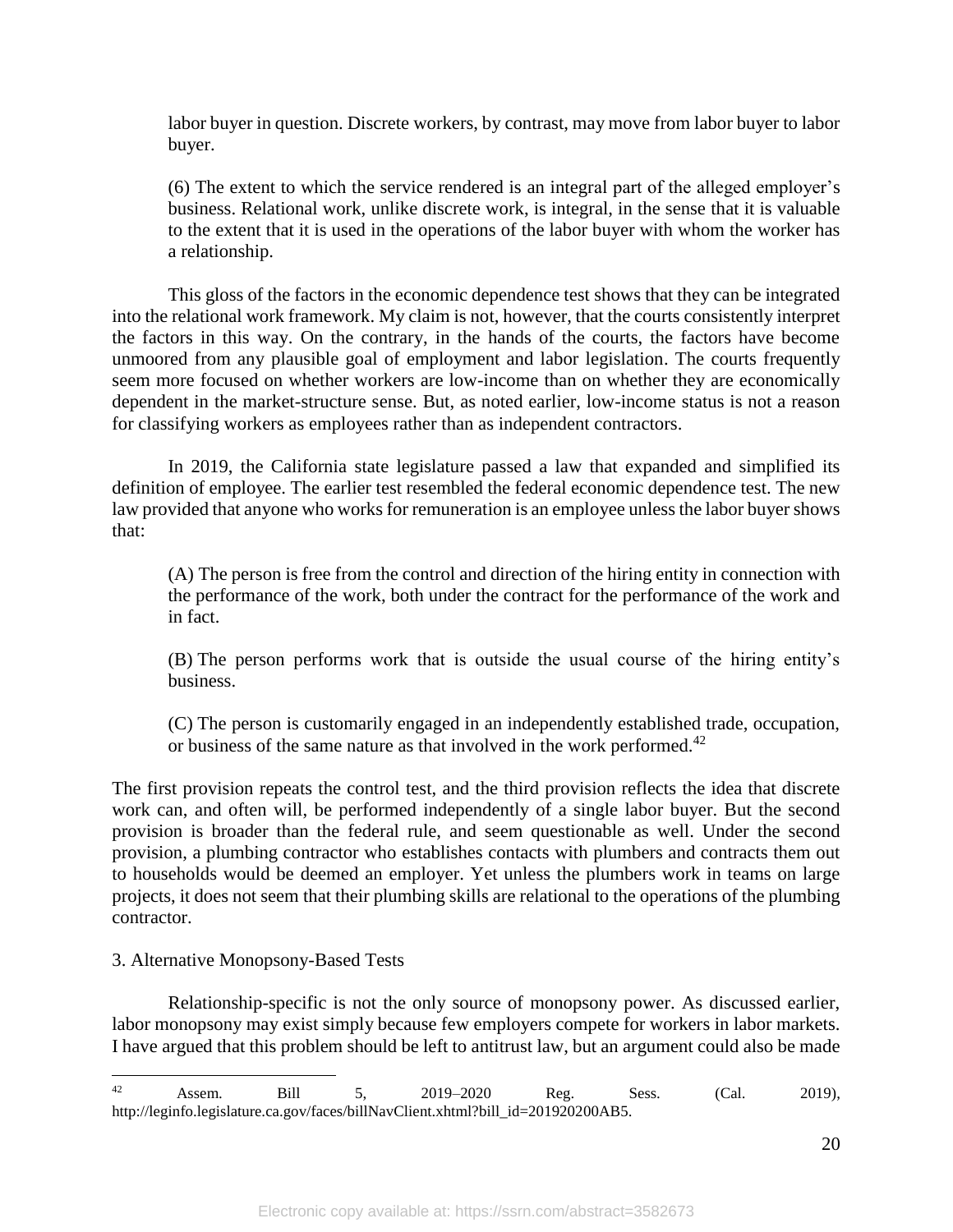labor buyer in question. Discrete workers, by contrast, may move from labor buyer to labor buyer.

(6) The extent to which the service rendered is an integral part of the alleged employer's business. Relational work, unlike discrete work, is integral, in the sense that it is valuable to the extent that it is used in the operations of the labor buyer with whom the worker has a relationship.

This gloss of the factors in the economic dependence test shows that they can be integrated into the relational work framework. My claim is not, however, that the courts consistently interpret the factors in this way. On the contrary, in the hands of the courts, the factors have become unmoored from any plausible goal of employment and labor legislation. The courts frequently seem more focused on whether workers are low-income than on whether they are economically dependent in the market-structure sense. But, as noted earlier, low-income status is not a reason for classifying workers as employees rather than as independent contractors.

In 2019, the California state legislature passed a law that expanded and simplified its definition of employee. The earlier test resembled the federal economic dependence test. The new law provided that anyone who works for remuneration is an employee unless the labor buyer shows that:

(A) The person is free from the control and direction of the hiring entity in connection with the performance of the work, both under the contract for the performance of the work and in fact.

(B) The person performs work that is outside the usual course of the hiring entity's business.

(C) The person is customarily engaged in an independently established trade, occupation, or business of the same nature as that involved in the work performed.[42]

The first provision repeats the control test, and the third provision reflects the idea that discrete work can, and often will, be performed independently of a single labor buyer. But the second provision is broader than the federal rule, and seem questionable as well. Under the second provision, a plumbing contractor who establishes contacts with plumbers and contracts them out to households would be deemed an employer. Yet unless the plumbers work in teams on large projects, it does not seem that their plumbing skills are relational to the operations of the plumbing contractor.

3. Alternative Monopsony-Based Tests

Relationship-specific is not the only source of monopsony power. As discussed earlier, labor monopsony may exist simply because few employers compete for workers in labor markets. I have argued that this problem should be left to antitrust law, but an argument could also be made

[42] Assem. Bill 5, 2019–2020 Reg. Sess. (Cal. 2019), http://leginfo.legislature.ca.gov/faces/billNavClient.xhtml?bill_id=201920200AB5.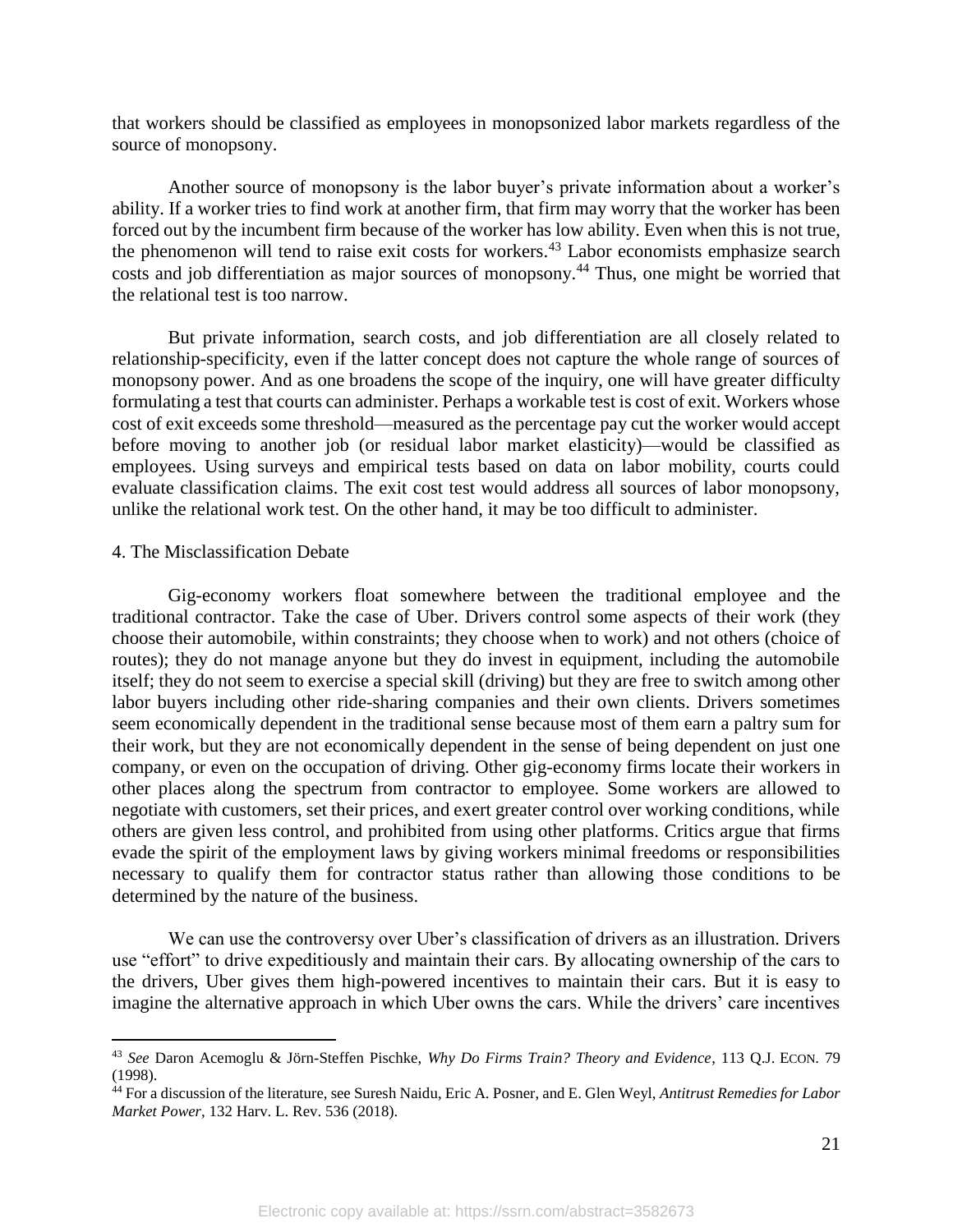that workers should be classified as employees in monopsonized labor markets regardless of the source of monopsony.

Another source of monopsony is the labor buyer's private information about a worker's ability. If a worker tries to find work at another firm, that firm may worry that the worker has been forced out by the incumbent firm because of the worker has low ability. Even when this is not true, the phenomenon will tend to raise exit costs for workers.[43] Labor economists emphasize search costs and job differentiation as major sources of monopsony.[44] Thus, one might be worried that the relational test is too narrow.

But private information, search costs, and job differentiation are all closely related to relationship-specificity, even if the latter concept does not capture the whole range of sources of monopsony power. And as one broadens the scope of the inquiry, one will have greater difficulty formulating a test that courts can administer. Perhaps a workable test is cost of exit. Workers whose cost of exit exceeds some threshold—measured as the percentage pay cut the worker would accept before moving to another job (or residual labor market elasticity)—would be classified as employees. Using surveys and empirical tests based on data on labor mobility, courts could evaluate classification claims. The exit cost test would address all sources of labor monopsony, unlike the relational work test. On the other hand, it may be too difficult to administer.

### 4. The Misclassification Debate

Gig-economy workers float somewhere between the traditional employee and the traditional contractor. Take the case of Uber. Drivers control some aspects of their work (they choose their automobile, within constraints; they choose when to work) and not others (choice of routes); they do not manage anyone but they do invest in equipment, including the automobile itself; they do not seem to exercise a special skill (driving) but they are free to switch among other labor buyers including other ride-sharing companies and their own clients. Drivers sometimes seem economically dependent in the traditional sense because most of them earn a paltry sum for their work, but they are not economically dependent in the sense of being dependent on just one company, or even on the occupation of driving. Other gig-economy firms locate their workers in other places along the spectrum from contractor to employee. Some workers are allowed to negotiate with customers, set their prices, and exert greater control over working conditions, while others are given less control, and prohibited from using other platforms. Critics argue that firms evade the spirit of the employment laws by giving workers minimal freedoms or responsibilities necessary to qualify them for contractor status rather than allowing those conditions to be determined by the nature of the business.

We can use the controversy over Uber's classification of drivers as an illustration. Drivers use "effort" to drive expeditiously and maintain their cars. By allocating ownership of the cars to the drivers, Uber gives them high-powered incentives to maintain their cars. But it is easy to imagine the alternative approach in which Uber owns the cars. While the drivers' care incentives

---

[43] *See* Daron Acemoglu & Jörn-Steffen Pischke, *Why Do Firms Train? Theory and Evidence*, 113 Q.J. ECON. 79 (1998).

[44] For a discussion of the literature, see Suresh Naidu, Eric A. Posner, and E. Glen Weyl, *Antitrust Remedies for Labor Market Power*, 132 Harv. L. Rev. 536 (2018).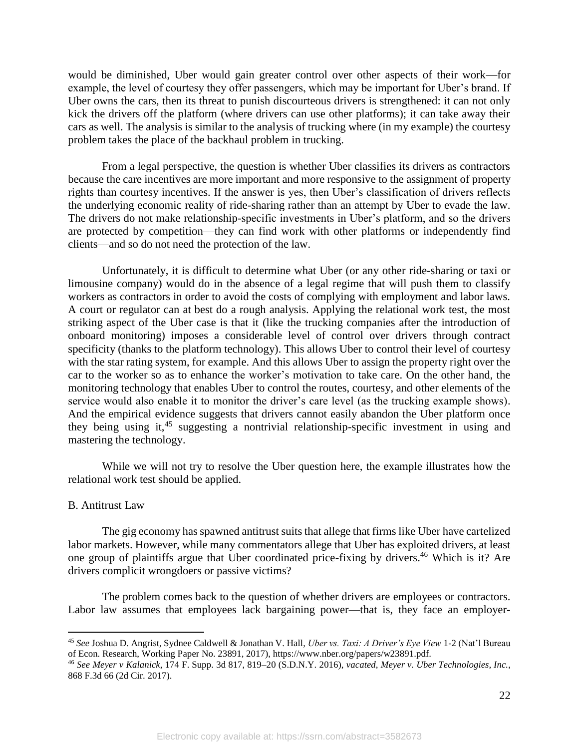would be diminished, Uber would gain greater control over other aspects of their work—for example, the level of courtesy they offer passengers, which may be important for Uber's brand. If Uber owns the cars, then its threat to punish discourteous drivers is strengthened: it can not only kick the drivers off the platform (where drivers can use other platforms); it can take away their cars as well. The analysis is similar to the analysis of trucking where (in my example) the courtesy problem takes the place of the backhaul problem in trucking.

From a legal perspective, the question is whether Uber classifies its drivers as contractors because the care incentives are more important and more responsive to the assignment of property rights than courtesy incentives. If the answer is yes, then Uber's classification of drivers reflects the underlying economic reality of ride-sharing rather than an attempt by Uber to evade the law. The drivers do not make relationship-specific investments in Uber's platform, and so the drivers are protected by competition—they can find work with other platforms or independently find clients—and so do not need the protection of the law.

Unfortunately, it is difficult to determine what Uber (or any other ride-sharing or taxi or limousine company) would do in the absence of a legal regime that will push them to classify workers as contractors in order to avoid the costs of complying with employment and labor laws. A court or regulator can at best do a rough analysis. Applying the relational work test, the most striking aspect of the Uber case is that it (like the trucking companies after the introduction of onboard monitoring) imposes a considerable level of control over drivers through contract specificity (thanks to the platform technology). This allows Uber to control their level of courtesy with the star rating system, for example. And this allows Uber to assign the property right over the car to the worker so as to enhance the worker's motivation to take care. On the other hand, the monitoring technology that enables Uber to control the routes, courtesy, and other elements of the service would also enable it to monitor the driver's care level (as the trucking example shows). And the empirical evidence suggests that drivers cannot easily abandon the Uber platform once they being using it,[45] suggesting a nontrivial relationship-specific investment in using and mastering the technology.

While we will not try to resolve the Uber question here, the example illustrates how the relational work test should be applied.

B. Antitrust Law

The gig economy has spawned antitrust suits that allege that firms like Uber have cartelized labor markets. However, while many commentators allege that Uber has exploited drivers, at least one group of plaintiffs argue that Uber coordinated price-fixing by drivers.[46] Which is it? Are drivers complicit wrongdoers or passive victims?

The problem comes back to the question of whether drivers are employees or contractors. Labor law assumes that employees lack bargaining power—that is, they face an employer-

---

[45] *See* Joshua D. Angrist, Sydnee Caldwell & Jonathan V. Hall, *Uber vs. Taxi: A Driver's Eye View* 1-2 (Nat'l Bureau of Econ. Research, Working Paper No. 23891, 2017), https://www.nber.org/papers/w23891.pdf.

[46] *See Meyer v Kalanick*, 174 F. Supp. 3d 817, 819–20 (S.D.N.Y. 2016), *vacated*, *Meyer v. Uber Technologies, Inc.*, 868 F.3d 66 (2d Cir. 2017).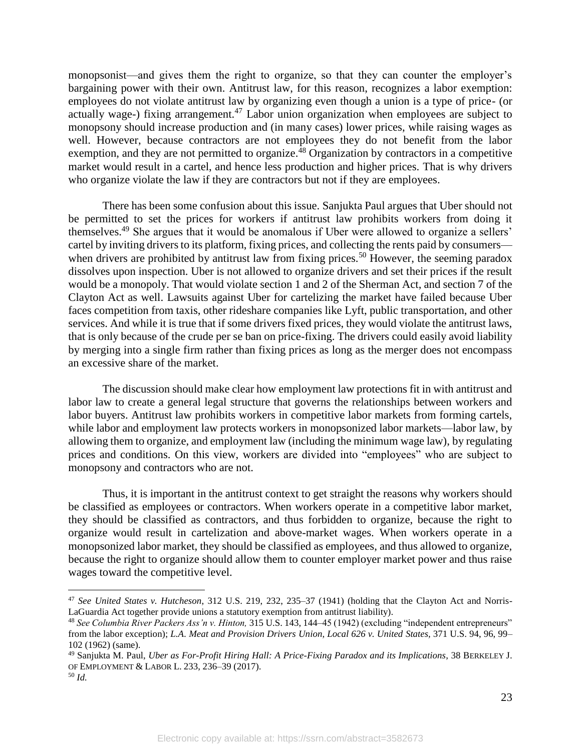monopsonist—and gives them the right to organize, so that they can counter the employer's bargaining power with their own. Antitrust law, for this reason, recognizes a labor exemption: employees do not violate antitrust law by organizing even though a union is a type of price- (or actually wage-) fixing arrangement.[47] Labor union organization when employees are subject to monopsony should increase production and (in many cases) lower prices, while raising wages as well. However, because contractors are not employees they do not benefit from the labor exemption, and they are not permitted to organize.[48] Organization by contractors in a competitive market would result in a cartel, and hence less production and higher prices. That is why drivers who organize violate the law if they are contractors but not if they are employees.

There has been some confusion about this issue. Sanjukta Paul argues that Uber should not be permitted to set the prices for workers if antitrust law prohibits workers from doing it themselves.[49] She argues that it would be anomalous if Uber were allowed to organize a sellers' cartel by inviting drivers to its platform, fixing prices, and collecting the rents paid by consumers—when drivers are prohibited by antitrust law from fixing prices.[50] However, the seeming paradox dissolves upon inspection. Uber is not allowed to organize drivers and set their prices if the result would be a monopoly. That would violate section 1 and 2 of the Sherman Act, and section 7 of the Clayton Act as well. Lawsuits against Uber for cartelizing the market have failed because Uber faces competition from taxis, other rideshare companies like Lyft, public transportation, and other services. And while it is true that if some drivers fixed prices, they would violate the antitrust laws, that is only because of the crude per se ban on price-fixing. The drivers could easily avoid liability by merging into a single firm rather than fixing prices as long as the merger does not encompass an excessive share of the market.

The discussion should make clear how employment law protections fit in with antitrust and labor law to create a general legal structure that governs the relationships between workers and labor buyers. Antitrust law prohibits workers in competitive labor markets from forming cartels, while labor and employment law protects workers in monopsonized labor markets—labor law, by allowing them to organize, and employment law (including the minimum wage law), by regulating prices and conditions. On this view, workers are divided into "employees" who are subject to monopsony and contractors who are not.

Thus, it is important in the antitrust context to get straight the reasons why workers should be classified as employees or contractors. When workers operate in a competitive labor market, they should be classified as contractors, and thus forbidden to organize, because the right to organize would result in cartelization and above-market wages. When workers operate in a monopsonized labor market, they should be classified as employees, and thus allowed to organize, because the right to organize should allow them to counter employer market power and thus raise wages toward the competitive level.

---

[47] *See United States v. Hutcheson*, 312 U.S. 219, 232, 235–37 (1941) (holding that the Clayton Act and Norris-LaGuardia Act together provide unions a statutory exemption from antitrust liability).

[48] *See Columbia River Packers Ass'n v. Hinton,* 315 U.S. 143, 144–45 (1942) (excluding "independent entrepreneurs" from the labor exception); *L.A. Meat and Provision Drivers Union, Local 626 v. United States*, 371 U.S. 94, 96, 99–102 (1962) (same).

[49] Sanjukta M. Paul, *Uber as For-Profit Hiring Hall: A Price-Fixing Paradox and its Implications*, 38 BERKELEY J. OF EMPLOYMENT & LABOR L. 233, 236–39 (2017).

[50] *Id.*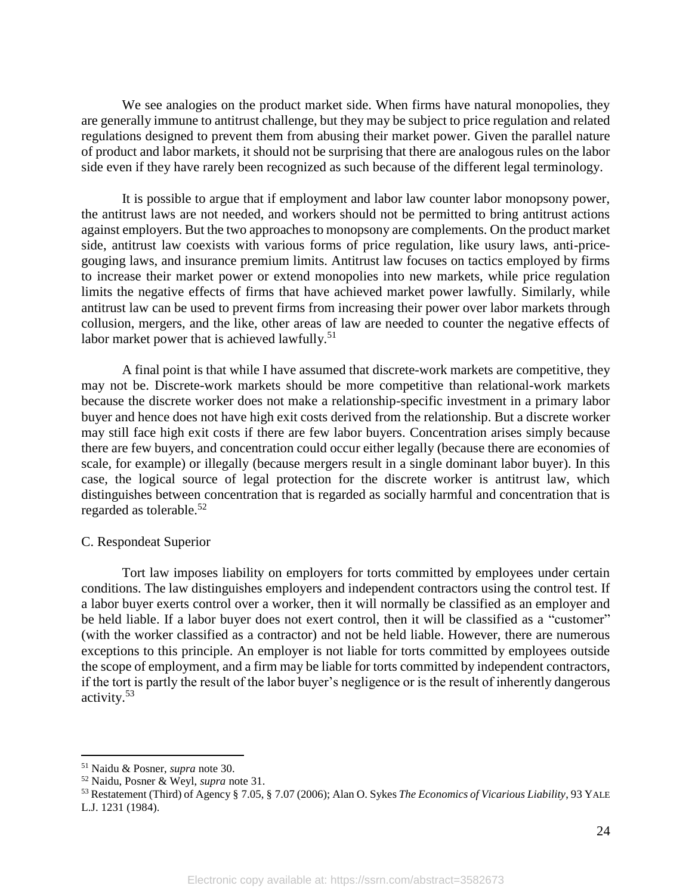We see analogies on the product market side. When firms have natural monopolies, they are generally immune to antitrust challenge, but they may be subject to price regulation and related regulations designed to prevent them from abusing their market power. Given the parallel nature of product and labor markets, it should not be surprising that there are analogous rules on the labor side even if they have rarely been recognized as such because of the different legal terminology.

It is possible to argue that if employment and labor law counter labor monopsony power, the antitrust laws are not needed, and workers should not be permitted to bring antitrust actions against employers. But the two approaches to monopsony are complements. On the product market side, antitrust law coexists with various forms of price regulation, like usury laws, anti-price-gouging laws, and insurance premium limits. Antitrust law focuses on tactics employed by firms to increase their market power or extend monopolies into new markets, while price regulation limits the negative effects of firms that have achieved market power lawfully. Similarly, while antitrust law can be used to prevent firms from increasing their power over labor markets through collusion, mergers, and the like, other areas of law are needed to counter the negative effects of labor market power that is achieved lawfully.[51]

A final point is that while I have assumed that discrete-work markets are competitive, they may not be. Discrete-work markets should be more competitive than relational-work markets because the discrete worker does not make a relationship-specific investment in a primary labor buyer and hence does not have high exit costs derived from the relationship. But a discrete worker may still face high exit costs if there are few labor buyers. Concentration arises simply because there are few buyers, and concentration could occur either legally (because there are economies of scale, for example) or illegally (because mergers result in a single dominant labor buyer). In this case, the logical source of legal protection for the discrete worker is antitrust law, which distinguishes between concentration that is regarded as socially harmful and concentration that is regarded as tolerable.[52]

### C. Respondeat Superior

Tort law imposes liability on employers for torts committed by employees under certain conditions. The law distinguishes employers and independent contractors using the control test. If a labor buyer exerts control over a worker, then it will normally be classified as an employer and be held liable. If a labor buyer does not exert control, then it will be classified as a "customer" (with the worker classified as a contractor) and not be held liable. However, there are numerous exceptions to this principle. An employer is not liable for torts committed by employees outside the scope of employment, and a firm may be liable for torts committed by independent contractors, if the tort is partly the result of the labor buyer's negligence or is the result of inherently dangerous activity.[53]

---

[51] Naidu & Posner, *supra* note 30.

[52] Naidu, Posner & Weyl, *supra* note 31.

[53] Restatement (Third) of Agency § 7.05, § 7.07 (2006); Alan O. Sykes *The Economics of Vicarious Liability*, 93 YALE L.J. 1231 (1984).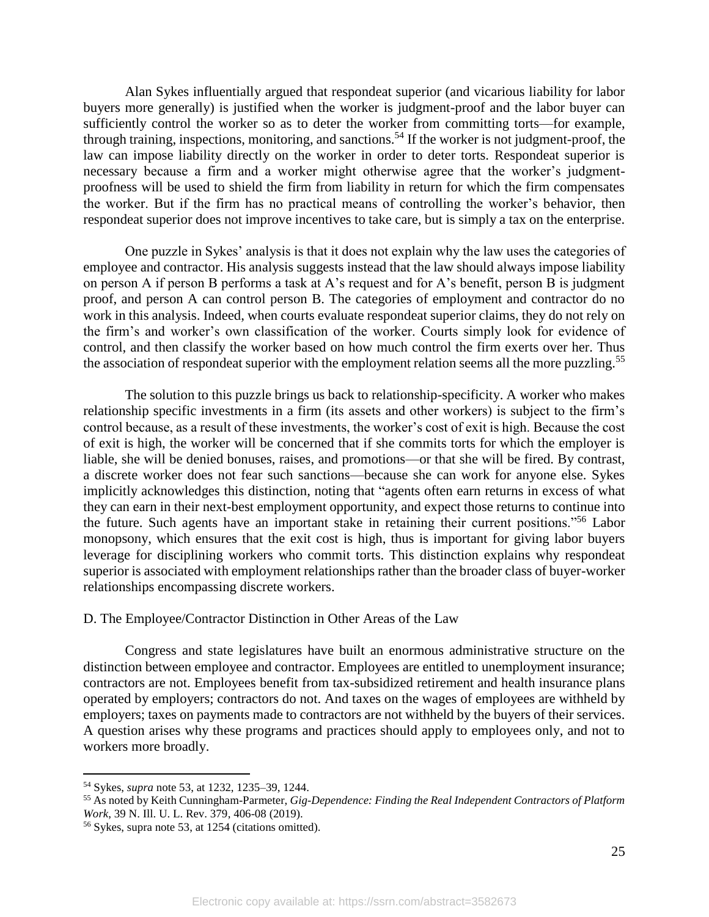Alan Sykes influentially argued that respondeat superior (and vicarious liability for labor buyers more generally) is justified when the worker is judgment-proof and the labor buyer can sufficiently control the worker so as to deter the worker from committing torts—for example, through training, inspections, monitoring, and sanctions.[54] If the worker is not judgment-proof, the law can impose liability directly on the worker in order to deter torts. Respondeat superior is necessary because a firm and a worker might otherwise agree that the worker's judgment-proofness will be used to shield the firm from liability in return for which the firm compensates the worker. But if the firm has no practical means of controlling the worker's behavior, then respondeat superior does not improve incentives to take care, but is simply a tax on the enterprise.

One puzzle in Sykes' analysis is that it does not explain why the law uses the categories of employee and contractor. His analysis suggests instead that the law should always impose liability on person A if person B performs a task at A's request and for A's benefit, person B is judgment proof, and person A can control person B. The categories of employment and contractor do no work in this analysis. Indeed, when courts evaluate respondeat superior claims, they do not rely on the firm's and worker's own classification of the worker. Courts simply look for evidence of control, and then classify the worker based on how much control the firm exerts over her. Thus the association of respondeat superior with the employment relation seems all the more puzzling.[55]

The solution to this puzzle brings us back to relationship-specificity. A worker who makes relationship specific investments in a firm (its assets and other workers) is subject to the firm's control because, as a result of these investments, the worker's cost of exit is high. Because the cost of exit is high, the worker will be concerned that if she commits torts for which the employer is liable, she will be denied bonuses, raises, and promotions—or that she will be fired. By contrast, a discrete worker does not fear such sanctions—because she can work for anyone else. Sykes implicitly acknowledges this distinction, noting that "agents often earn returns in excess of what they can earn in their next-best employment opportunity, and expect those returns to continue into the future. Such agents have an important stake in retaining their current positions."[56] Labor monopsony, which ensures that the exit cost is high, thus is important for giving labor buyers leverage for disciplining workers who commit torts. This distinction explains why respondeat superior is associated with employment relationships rather than the broader class of buyer-worker relationships encompassing discrete workers.

### D. The Employee/Contractor Distinction in Other Areas of the Law

Congress and state legislatures have built an enormous administrative structure on the distinction between employee and contractor. Employees are entitled to unemployment insurance; contractors are not. Employees benefit from tax-subsidized retirement and health insurance plans operated by employers; contractors do not. And taxes on the wages of employees are withheld by employers; taxes on payments made to contractors are not withheld by the buyers of their services. A question arises why these programs and practices should apply to employees only, and not to workers more broadly.

---

[54] Sykes, *supra* note 53, at 1232, 1235–39, 1244.

[55] As noted by Keith Cunningham-Parmeter, *Gig-Dependence: Finding the Real Independent Contractors of Platform Work*, 39 N. Ill. U. L. Rev. 379, 406-08 (2019).

[56] Sykes, supra note 53, at 1254 (citations omitted).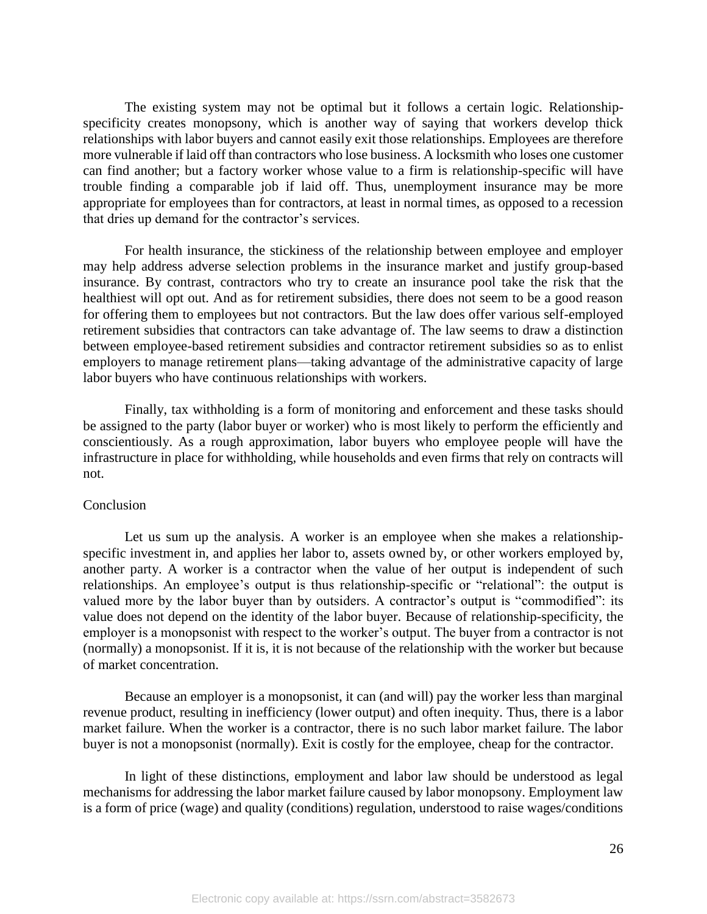The existing system may not be optimal but it follows a certain logic. Relationship-specificity creates monopsony, which is another way of saying that workers develop thick relationships with labor buyers and cannot easily exit those relationships. Employees are therefore more vulnerable if laid off than contractors who lose business. A locksmith who loses one customer can find another; but a factory worker whose value to a firm is relationship-specific will have trouble finding a comparable job if laid off. Thus, unemployment insurance may be more appropriate for employees than for contractors, at least in normal times, as opposed to a recession that dries up demand for the contractor's services.

For health insurance, the stickiness of the relationship between employee and employer may help address adverse selection problems in the insurance market and justify group-based insurance. By contrast, contractors who try to create an insurance pool take the risk that the healthiest will opt out. And as for retirement subsidies, there does not seem to be a good reason for offering them to employees but not contractors. But the law does offer various self-employed retirement subsidies that contractors can take advantage of. The law seems to draw a distinction between employee-based retirement subsidies and contractor retirement subsidies so as to enlist employers to manage retirement plans—taking advantage of the administrative capacity of large labor buyers who have continuous relationships with workers.

Finally, tax withholding is a form of monitoring and enforcement and these tasks should be assigned to the party (labor buyer or worker) who is most likely to perform the efficiently and conscientiously. As a rough approximation, labor buyers who employee people will have the infrastructure in place for withholding, while households and even firms that rely on contracts will not.

## Conclusion

Let us sum up the analysis. A worker is an employee when she makes a relationship-specific investment in, and applies her labor to, assets owned by, or other workers employed by, another party. A worker is a contractor when the value of her output is independent of such relationships. An employee's output is thus relationship-specific or "relational": the output is valued more by the labor buyer than by outsiders. A contractor's output is "commodified": its value does not depend on the identity of the labor buyer. Because of relationship-specificity, the employer is a monopsonist with respect to the worker's output. The buyer from a contractor is not (normally) a monopsonist. If it is, it is not because of the relationship with the worker but because of market concentration.

Because an employer is a monopsonist, it can (and will) pay the worker less than marginal revenue product, resulting in inefficiency (lower output) and often inequity. Thus, there is a labor market failure. When the worker is a contractor, there is no such labor market failure. The labor buyer is not a monopsonist (normally). Exit is costly for the employee, cheap for the contractor.

In light of these distinctions, employment and labor law should be understood as legal mechanisms for addressing the labor market failure caused by labor monopsony. Employment law is a form of price (wage) and quality (conditions) regulation, understood to raise wages/conditions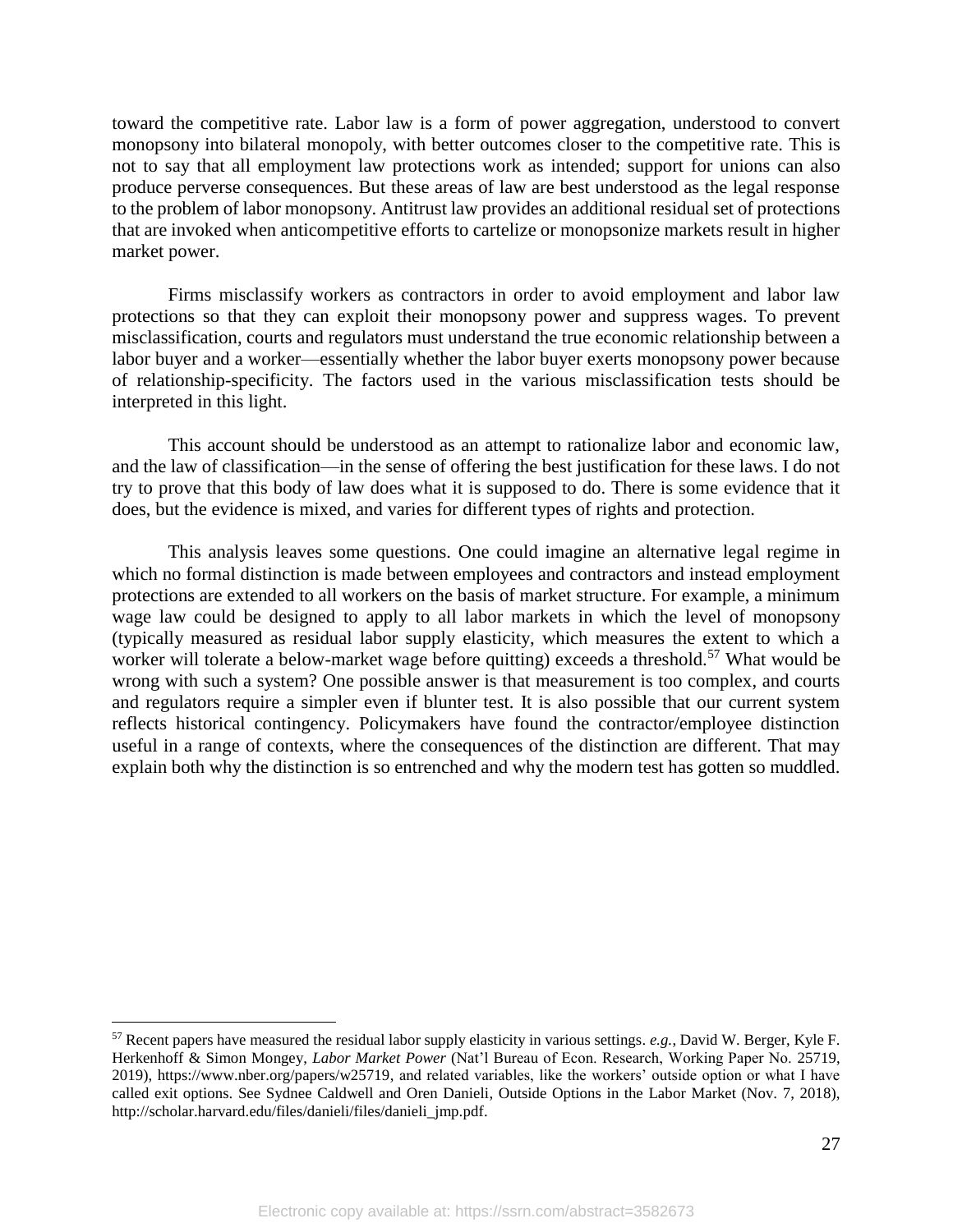toward the competitive rate. Labor law is a form of power aggregation, understood to convert monopsony into bilateral monopoly, with better outcomes closer to the competitive rate. This is not to say that all employment law protections work as intended; support for unions can also produce perverse consequences. But these areas of law are best understood as the legal response to the problem of labor monopsony. Antitrust law provides an additional residual set of protections that are invoked when anticompetitive efforts to cartelize or monopsonize markets result in higher market power.

Firms misclassify workers as contractors in order to avoid employment and labor law protections so that they can exploit their monopsony power and suppress wages. To prevent misclassification, courts and regulators must understand the true economic relationship between a labor buyer and a worker—essentially whether the labor buyer exerts monopsony power because of relationship-specificity. The factors used in the various misclassification tests should be interpreted in this light.

This account should be understood as an attempt to rationalize labor and economic law, and the law of classification—in the sense of offering the best justification for these laws. I do not try to prove that this body of law does what it is supposed to do. There is some evidence that it does, but the evidence is mixed, and varies for different types of rights and protection.

This analysis leaves some questions. One could imagine an alternative legal regime in which no formal distinction is made between employees and contractors and instead employment protections are extended to all workers on the basis of market structure. For example, a minimum wage law could be designed to apply to all labor markets in which the level of monopsony (typically measured as residual labor supply elasticity, which measures the extent to which a worker will tolerate a below-market wage before quitting) exceeds a threshold.[57] What would be wrong with such a system? One possible answer is that measurement is too complex, and courts and regulators require a simpler even if blunter test. It is also possible that our current system reflects historical contingency. Policymakers have found the contractor/employee distinction useful in a range of contexts, where the consequences of the distinction are different. That may explain both why the distinction is so entrenched and why the modern test has gotten so muddled.

---

[57] Recent papers have measured the residual labor supply elasticity in various settings. *e.g.*, David W. Berger, Kyle F. Herkenhoff & Simon Mongey, *Labor Market Power* (Nat'l Bureau of Econ. Research, Working Paper No. 25719, 2019), https://www.nber.org/papers/w25719, and related variables, like the workers' outside option or what I have called exit options. See Sydnee Caldwell and Oren Danieli, Outside Options in the Labor Market (Nov. 7, 2018), http://scholar.harvard.edu/files/danieli/files/danieli_jmp.pdf.